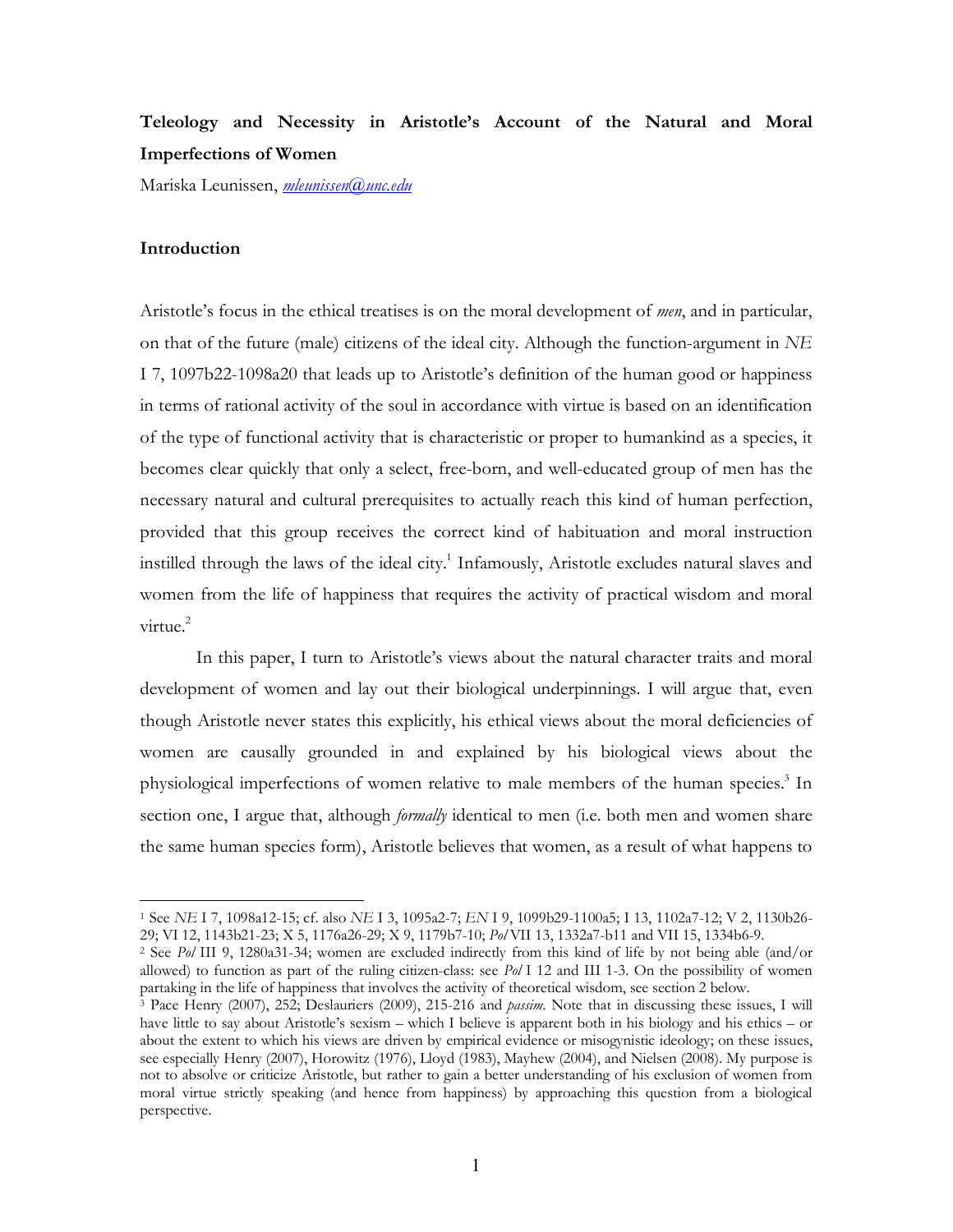# Teleology and Necessity in Aristotle's Account of the Natural and Moral Imperfections of Women

Mariska Leunissen, *mleunissen@unc.edu*

## Introduction

Aristotle's focus in the ethical treatises is on the moral development of *men*, and in particular, on that of the future (male) citizens of the ideal city. Although the function-argument in *NE* I 7, 1097b22-1098a20 that leads up to Aristotle's definition of the human good or happiness in terms of rational activity of the soul in accordance with virtue is based on an identification of the type of functional activity that is characteristic or proper to humankind as a species, it becomes clear quickly that only a select, free-born, and well-educated group of men has the necessary natural and cultural prerequisites to actually reach this kind of human perfection, provided that this group receives the correct kind of habituation and moral instruction instilled through the laws of the ideal city.[1] Infamously, Aristotle excludes natural slaves and women from the life of happiness that requires the activity of practical wisdom and moral virtue.[2]

In this paper, I turn to Aristotle's views about the natural character traits and moral development of women and lay out their biological underpinnings. I will argue that, even though Aristotle never states this explicitly, his ethical views about the moral deficiencies of women are causally grounded in and explained by his biological views about the physiological imperfections of women relative to male members of the human species.[3] In section one, I argue that, although *formally* identical to men (i.e. both men and women share the same human species form), Aristotle believes that women, as a result of what happens to

---

[1] See *NE* I 7, 1098a12-15; cf. also *NE* I 3, 1095a2-7; *EN* I 9, 1099b29-1100a5; I 13, 1102a7-12; V 2, 1130b26-29; VI 12, 1143b21-23; X 5, 1176a26-29; X 9, 1179b7-10; *Pol* VII 13, 1332a7-b11 and VII 15, 1334b6-9.

[2] See *Pol* III 9, 1280a31-34; women are excluded indirectly from this kind of life by not being able (and/or allowed) to function as part of the ruling citizen-class: see *Pol* I 12 and III 1-3. On the possibility of women partaking in the life of happiness that involves the activity of theoretical wisdom, see section 2 below.

[3] Pace Henry (2007), 252; Deslauriers (2009), 215-216 and *passim*. Note that in discussing these issues, I will have little to say about Aristotle's sexism – which I believe is apparent both in his biology and his ethics – or about the extent to which his views are driven by empirical evidence or misogynistic ideology; on these issues, see especially Henry (2007), Horowitz (1976), Lloyd (1983), Mayhew (2004), and Nielsen (2008). My purpose is not to absolve or criticize Aristotle, but rather to gain a better understanding of his exclusion of women from moral virtue strictly speaking (and hence from happiness) by approaching this question from a biological perspective.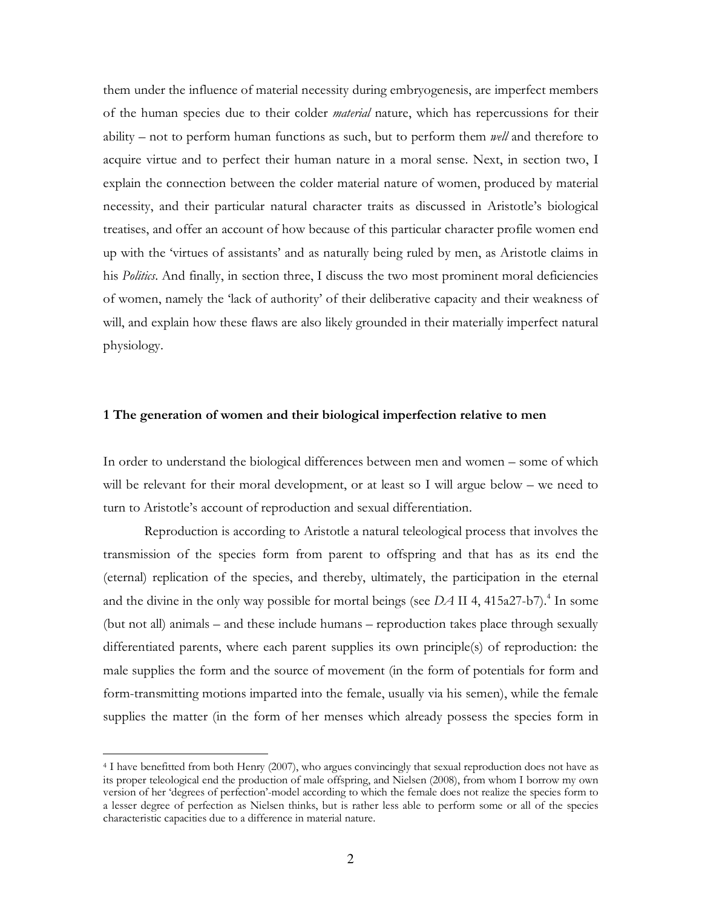them under the influence of material necessity during embryogenesis, are imperfect members of the human species due to their colder *material* nature, which has repercussions for their ability – not to perform human functions as such, but to perform them *well* and therefore to acquire virtue and to perfect their human nature in a moral sense. Next, in section two, I explain the connection between the colder material nature of women, produced by material necessity, and their particular natural character traits as discussed in Aristotle's biological treatises, and offer an account of how because of this particular character profile women end up with the 'virtues of assistants' and as naturally being ruled by men, as Aristotle claims in his *Politics*. And finally, in section three, I discuss the two most prominent moral deficiencies of women, namely the 'lack of authority' of their deliberative capacity and their weakness of will, and explain how these flaws are also likely grounded in their materially imperfect natural physiology.

## 1 The generation of women and their biological imperfection relative to men

In order to understand the biological differences between men and women – some of which will be relevant for their moral development, or at least so I will argue below – we need to turn to Aristotle's account of reproduction and sexual differentiation.

Reproduction is according to Aristotle a natural teleological process that involves the transmission of the species form from parent to offspring and that has as its end the (eternal) replication of the species, and thereby, ultimately, the participation in the eternal and the divine in the only way possible for mortal beings (see *DA* II 4, 415a27-b7).[4] In some (but not all) animals – and these include humans – reproduction takes place through sexually differentiated parents, where each parent supplies its own principle(s) of reproduction: the male supplies the form and the source of movement (in the form of potentials for form and form-transmitting motions imparted into the female, usually via his semen), while the female supplies the matter (in the form of her menses which already possess the species form in

---

[4] I have benefitted from both Henry (2007), who argues convincingly that sexual reproduction does not have as its proper teleological end the production of male offspring, and Nielsen (2008), from whom I borrow my own version of her 'degrees of perfection'-model according to which the female does not realize the species form to a lesser degree of perfection as Nielsen thinks, but is rather less able to perform some or all of the species characteristic capacities due to a difference in material nature.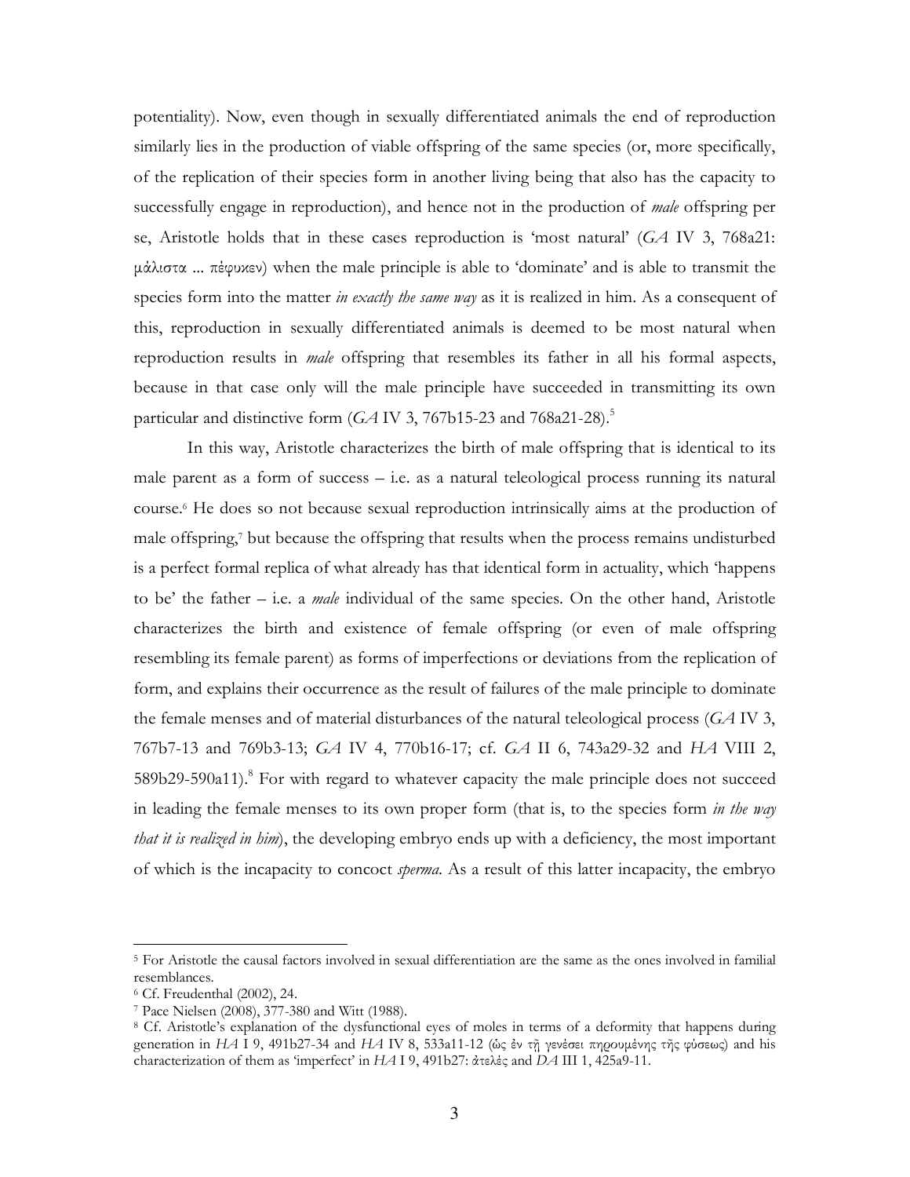potentiality). Now, even though in sexually differentiated animals the end of reproduction similarly lies in the production of viable offspring of the same species (or, more specifically, of the replication of their species form in another living being that also has the capacity to successfully engage in reproduction), and hence not in the production of *male* offspring per se, Aristotle holds that in these cases reproduction is 'most natural' (*GA* IV 3, 768a21: μάλιστα ... πέφυκεν) when the male principle is able to 'dominate' and is able to transmit the species form into the matter *in exactly the same way* as it is realized in him. As a consequent of this, reproduction in sexually differentiated animals is deemed to be most natural when reproduction results in *male* offspring that resembles its father in all his formal aspects, because in that case only will the male principle have succeeded in transmitting its own particular and distinctive form (*GA* IV 3, 767b15-23 and 768a21-28).[5]

In this way, Aristotle characterizes the birth of male offspring that is identical to its male parent as a form of success – i.e. as a natural teleological process running its natural course.[6] He does so not because sexual reproduction intrinsically aims at the production of male offspring,[7] but because the offspring that results when the process remains undisturbed is a perfect formal replica of what already has that identical form in actuality, which 'happens to be' the father – i.e. a *male* individual of the same species. On the other hand, Aristotle characterizes the birth and existence of female offspring (or even of male offspring resembling its female parent) as forms of imperfections or deviations from the replication of form, and explains their occurrence as the result of failures of the male principle to dominate the female menses and of material disturbances of the natural teleological process (*GA* IV 3, 767b7-13 and 769b3-13; *GA* IV 4, 770b16-17; cf. *GA* II 6, 743a29-32 and *HA* VIII 2, 589b29-590a11).[8] For with regard to whatever capacity the male principle does not succeed in leading the female menses to its own proper form (that is, to the species form *in the way that it is realized in him*), the developing embryo ends up with a deficiency, the most important of which is the incapacity to concoct *sperma*. As a result of this latter incapacity, the embryo

[5] For Aristotle the causal factors involved in sexual differentiation are the same as the ones involved in familial resemblances.

[6] Cf. Freudenthal (2002), 24.

[7] Pace Nielsen (2008), 377-380 and Witt (1988).

[8] Cf. Aristotle's explanation of the dysfunctional eyes of moles in terms of a deformity that happens during generation in *HA* I 9, 491b27-34 and *HA* IV 8, 533a11-12 (ὡς ἐν τῇ γενέσει πηρουμένης τῆς φύσεως) and his characterization of them as 'imperfect' in *HA* I 9, 491b27: ἀτελές and *DA* III 1, 425a9-11.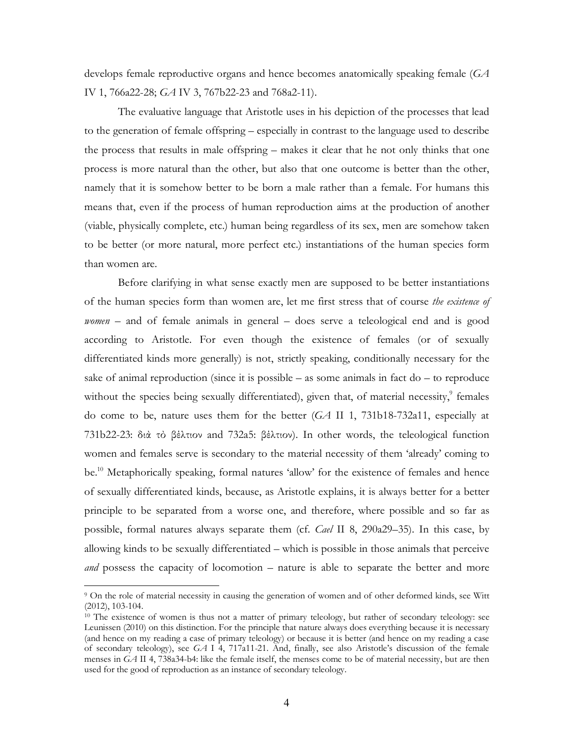develops female reproductive organs and hence becomes anatomically speaking female (*GA* IV 1, 766a22-28; *GA* IV 3, 767b22-23 and 768a2-11).

The evaluative language that Aristotle uses in his depiction of the processes that lead to the generation of female offspring – especially in contrast to the language used to describe the process that results in male offspring – makes it clear that he not only thinks that one process is more natural than the other, but also that one outcome is better than the other, namely that it is somehow better to be born a male rather than a female. For humans this means that, even if the process of human reproduction aims at the production of another (viable, physically complete, etc.) human being regardless of its sex, men are somehow taken to be better (or more natural, more perfect etc.) instantiations of the human species form than women are.

Before clarifying in what sense exactly men are supposed to be better instantiations of the human species form than women are, let me first stress that of course *the existence of women* – and of female animals in general – does serve a teleological end and is good according to Aristotle. For even though the existence of females (or of sexually differentiated kinds more generally) is not, strictly speaking, conditionally necessary for the sake of animal reproduction (since it is possible – as some animals in fact do – to reproduce without the species being sexually differentiated), given that, of material necessity,[9] females do come to be, nature uses them for the better (*GA* II 1, 731b18-732a11, especially at 731b22-23: διὰ τὸ βέλτιον and 732a5: βέλτιον). In other words, the teleological function women and females serve is secondary to the material necessity of them 'already' coming to be.[10] Metaphorically speaking, formal natures 'allow' for the existence of females and hence of sexually differentiated kinds, because, as Aristotle explains, it is always better for a better principle to be separated from a worse one, and therefore, where possible and so far as possible, formal natures always separate them (cf. *Cael* II 8, 290a29–35). In this case, by allowing kinds to be sexually differentiated – which is possible in those animals that perceive *and* possess the capacity of locomotion – nature is able to separate the better and more

[9] On the role of material necessity in causing the generation of women and of other deformed kinds, see Witt (2012), 103-104.

[10] The existence of women is thus not a matter of primary teleology, but rather of secondary teleology: see Leunissen (2010) on this distinction. For the principle that nature always does everything because it is necessary (and hence on my reading a case of primary teleology) or because it is better (and hence on my reading a case of secondary teleology), see *GA* I 4, 717a11-21. And, finally, see also Aristotle's discussion of the female menses in *GA* II 4, 738a34-b4: like the female itself, the menses come to be of material necessity, but are then used for the good of reproduction as an instance of secondary teleology.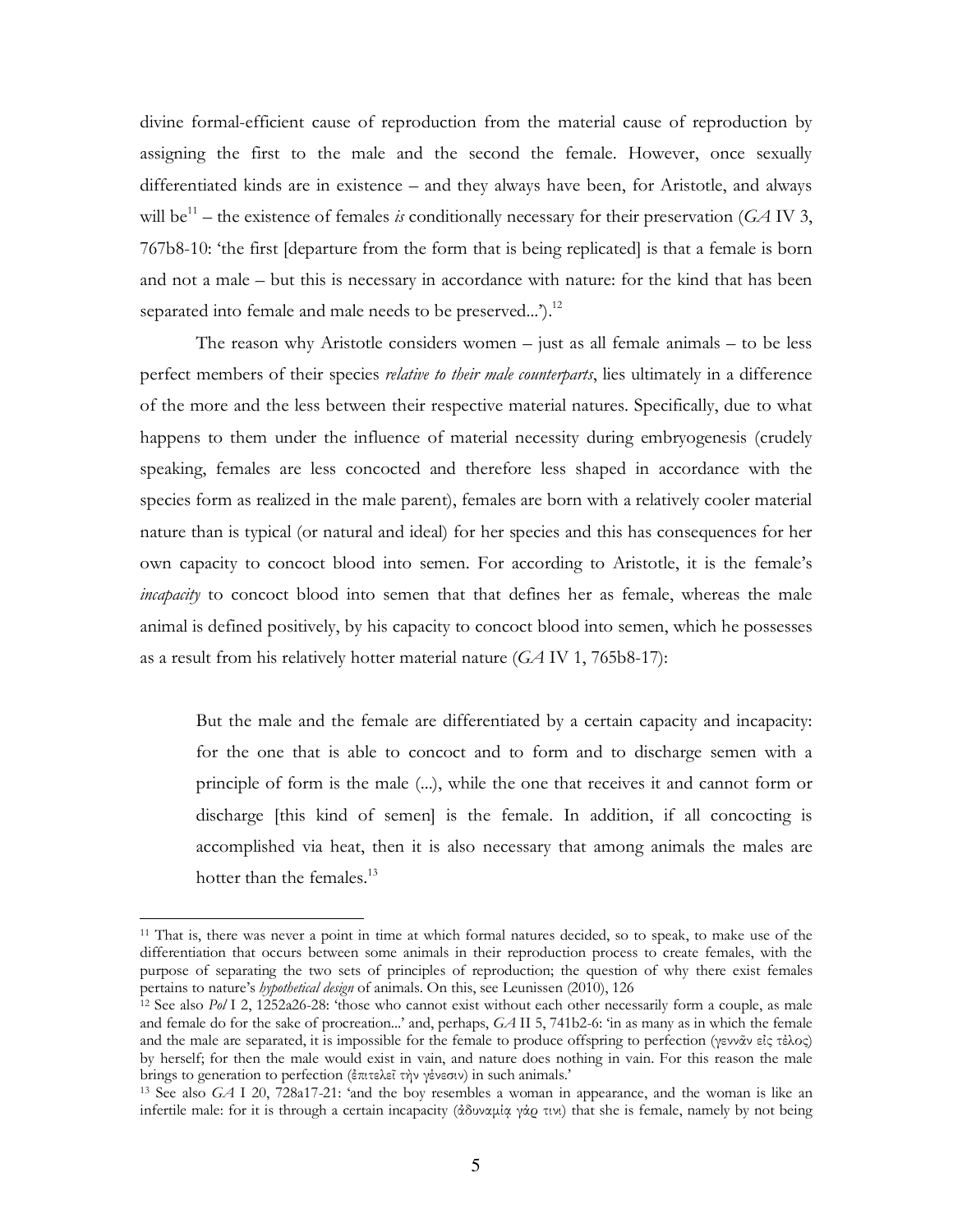divine formal-efficient cause of reproduction from the material cause of reproduction by assigning the first to the male and the second the female. However, once sexually differentiated kinds are in existence – and they always have been, for Aristotle, and always will be[11] – the existence of females *is* conditionally necessary for their preservation (*GA* IV 3, 767b8-10: 'the first [departure from the form that is being replicated] is that a female is born and not a male – but this is necessary in accordance with nature: for the kind that has been separated into female and male needs to be preserved...').[12]

The reason why Aristotle considers women – just as all female animals – to be less perfect members of their species *relative to their male counterparts*, lies ultimately in a difference of the more and the less between their respective material natures. Specifically, due to what happens to them under the influence of material necessity during embryogenesis (crudely speaking, females are less concocted and therefore less shaped in accordance with the species form as realized in the male parent), females are born with a relatively cooler material nature than is typical (or natural and ideal) for her species and this has consequences for her own capacity to concoct blood into semen. For according to Aristotle, it is the female's *incapacity* to concoct blood into semen that that defines her as female, whereas the male animal is defined positively, by his capacity to concoct blood into semen, which he possesses as a result from his relatively hotter material nature (*GA* IV 1, 765b8-17):

> But the male and the female are differentiated by a certain capacity and incapacity: for the one that is able to concoct and to form and to discharge semen with a principle of form is the male (...), while the one that receives it and cannot form or discharge [this kind of semen] is the female. In addition, if all concocting is accomplished via heat, then it is also necessary that among animals the males are hotter than the females.[13]

---

[11] That is, there was never a point in time at which formal natures decided, so to speak, to make use of the differentiation that occurs between some animals in their reproduction process to create females, with the purpose of separating the two sets of principles of reproduction; the question of why there exist females pertains to nature's *hypothetical design* of animals. On this, see Leunissen (2010), 126

[12] See also *Pol* I 2, 1252a26-28: 'those who cannot exist without each other necessarily form a couple, as male and female do for the sake of procreation...' and, perhaps, *GA* II 5, 741b2-6: 'in as many as in which the female and the male are separated, it is impossible for the female to produce offspring to perfection (γεννᾶν εἰς τέλος) by herself; for then the male would exist in vain, and nature does nothing in vain. For this reason the male brings to generation to perfection (ἐπιτελεῖ τὴν γένεσιν) in such animals.'

[13] See also *GA* I 20, 728a17-21: 'and the boy resembles a woman in appearance, and the woman is like an infertile male: for it is through a certain incapacity (ἀδυναμίᾳ γάρ τινι) that she is female, namely by not being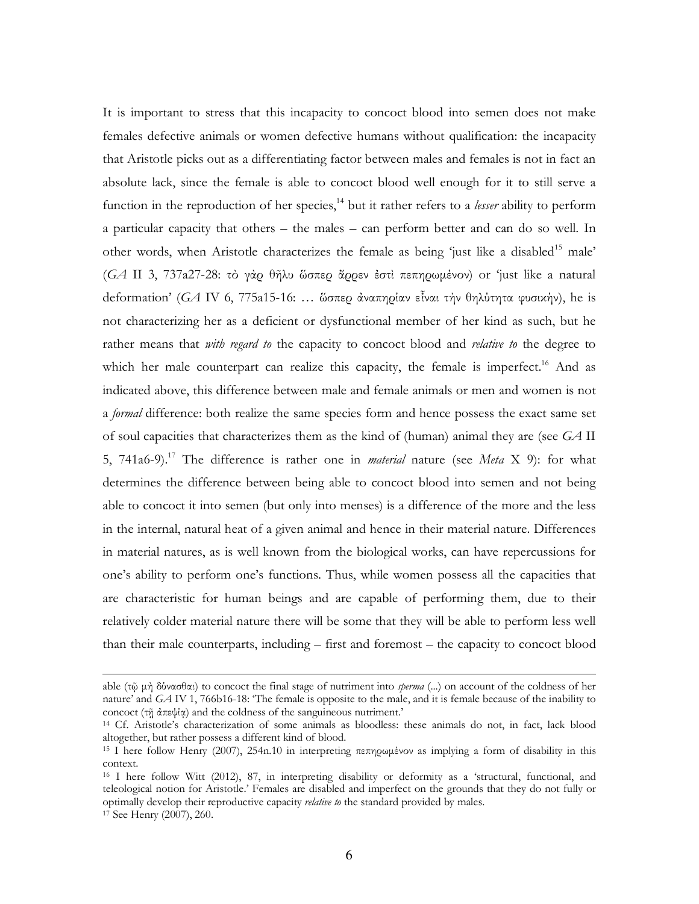It is important to stress that this incapacity to concoct blood into semen does not make females defective animals or women defective humans without qualification: the incapacity that Aristotle picks out as a differentiating factor between males and females is not in fact an absolute lack, since the female is able to concoct blood well enough for it to still serve a function in the reproduction of her species,[14] but it rather refers to a *lesser* ability to perform a particular capacity that others – the males – can perform better and can do so well. In other words, when Aristotle characterizes the female as being 'just like a disabled[15] male' (*GA* II 3, 737a27-28: τὸ γὰρ θῆλυ ὥσπερ ἄρρεν ἐστὶ πεπηρωμένον) or 'just like a natural deformation' (*GA* IV 6, 775a15-16: … ὥσπερ ἀναπηρίαν εἶναι τὴν θηλύτητα φυσικήν), he is not characterizing her as a deficient or dysfunctional member of her kind as such, but he rather means that *with regard to* the capacity to concoct blood and *relative to* the degree to which her male counterpart can realize this capacity, the female is imperfect.[16] And as indicated above, this difference between male and female animals or men and women is not a *formal* difference: both realize the same species form and hence possess the exact same set of soul capacities that characterizes them as the kind of (human) animal they are (see *GA* II 5, 741a6-9).[17] The difference is rather one in *material* nature (see *Meta* X 9): for what determines the difference between being able to concoct blood into semen and not being able to concoct it into semen (but only into menses) is a difference of the more and the less in the internal, natural heat of a given animal and hence in their material nature. Differences in material natures, as is well known from the biological works, can have repercussions for one's ability to perform one's functions. Thus, while women possess all the capacities that are characteristic for human beings and are capable of performing them, due to their relatively colder material nature there will be some that they will be able to perform less well than their male counterparts, including – first and foremost – the capacity to concoct blood

---

able (τῷ μὴ δύνασθαι) to concoct the final stage of nutriment into *sperma* (...) on account of the coldness of her nature' and *GA* IV 1, 766b16-18: 'The female is opposite to the male, and it is female because of the inability to concoct (τῇ ἀπεψίᾳ) and the coldness of the sanguineous nutriment.'

[14] Cf. Aristotle's characterization of some animals as bloodless: these animals do not, in fact, lack blood altogether, but rather possess a different kind of blood.

[15] I here follow Henry (2007), 254n.10 in interpreting πεπηρωμένον as implying a form of disability in this context.

[16] I here follow Witt (2012), 87, in interpreting disability or deformity as a 'structural, functional, and teleological notion for Aristotle.' Females are disabled and imperfect on the grounds that they do not fully or optimally develop their reproductive capacity *relative to* the standard provided by males.

[17] See Henry (2007), 260.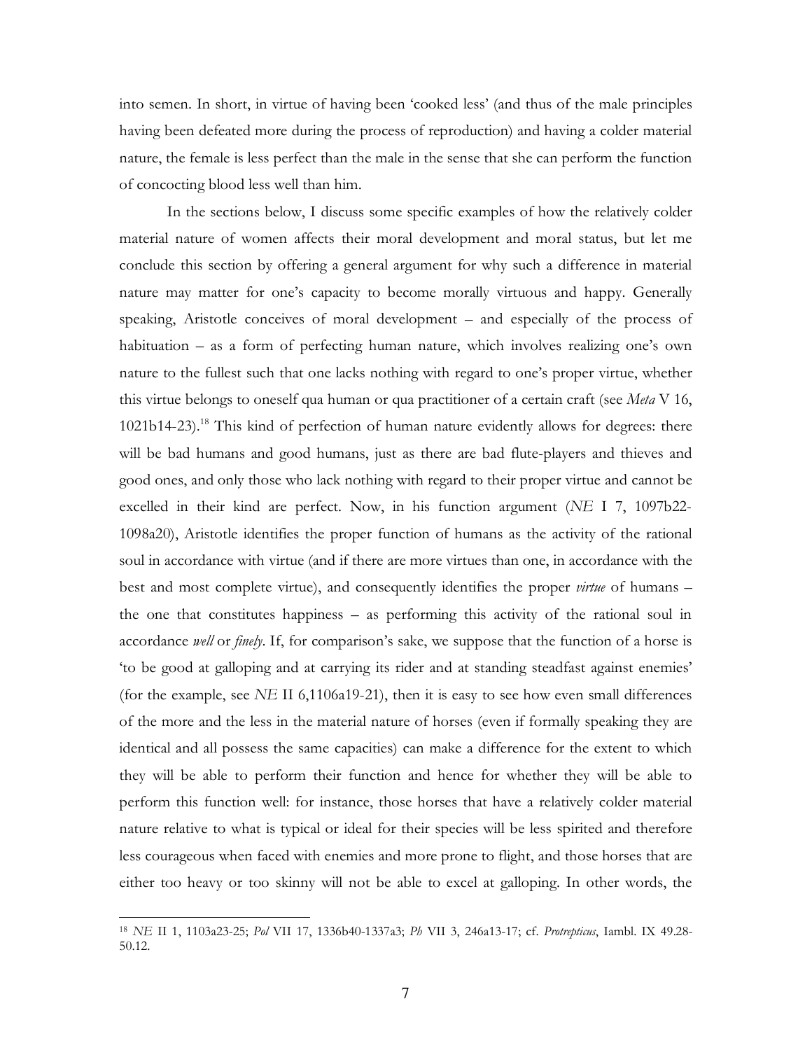into semen. In short, in virtue of having been 'cooked less' (and thus of the male principles having been defeated more during the process of reproduction) and having a colder material nature, the female is less perfect than the male in the sense that she can perform the function of concocting blood less well than him.

In the sections below, I discuss some specific examples of how the relatively colder material nature of women affects their moral development and moral status, but let me conclude this section by offering a general argument for why such a difference in material nature may matter for one's capacity to become morally virtuous and happy. Generally speaking, Aristotle conceives of moral development – and especially of the process of habituation – as a form of perfecting human nature, which involves realizing one's own nature to the fullest such that one lacks nothing with regard to one's proper virtue, whether this virtue belongs to oneself qua human or qua practitioner of a certain craft (see *Meta* V 16, 1021b14-23).[18] This kind of perfection of human nature evidently allows for degrees: there will be bad humans and good humans, just as there are bad flute-players and thieves and good ones, and only those who lack nothing with regard to their proper virtue and cannot be excelled in their kind are perfect. Now, in his function argument (*NE* I 7, 1097b22-1098a20), Aristotle identifies the proper function of humans as the activity of the rational soul in accordance with virtue (and if there are more virtues than one, in accordance with the best and most complete virtue), and consequently identifies the proper *virtue* of humans – the one that constitutes happiness – as performing this activity of the rational soul in accordance *well* or *finely*. If, for comparison's sake, we suppose that the function of a horse is 'to be good at galloping and at carrying its rider and at standing steadfast against enemies' (for the example, see *NE* II 6,1106a19-21), then it is easy to see how even small differences of the more and the less in the material nature of horses (even if formally speaking they are identical and all possess the same capacities) can make a difference for the extent to which they will be able to perform their function and hence for whether they will be able to perform this function well: for instance, those horses that have a relatively colder material nature relative to what is typical or ideal for their species will be less spirited and therefore less courageous when faced with enemies and more prone to flight, and those horses that are either too heavy or too skinny will not be able to excel at galloping. In other words, the

[18] *NE* II 1, 1103a23-25; *Pol* VII 17, 1336b40-1337a3; *Ph* VII 3, 246a13-17; cf. *Protrepticus*, Iambl. IX 49.28-50.12.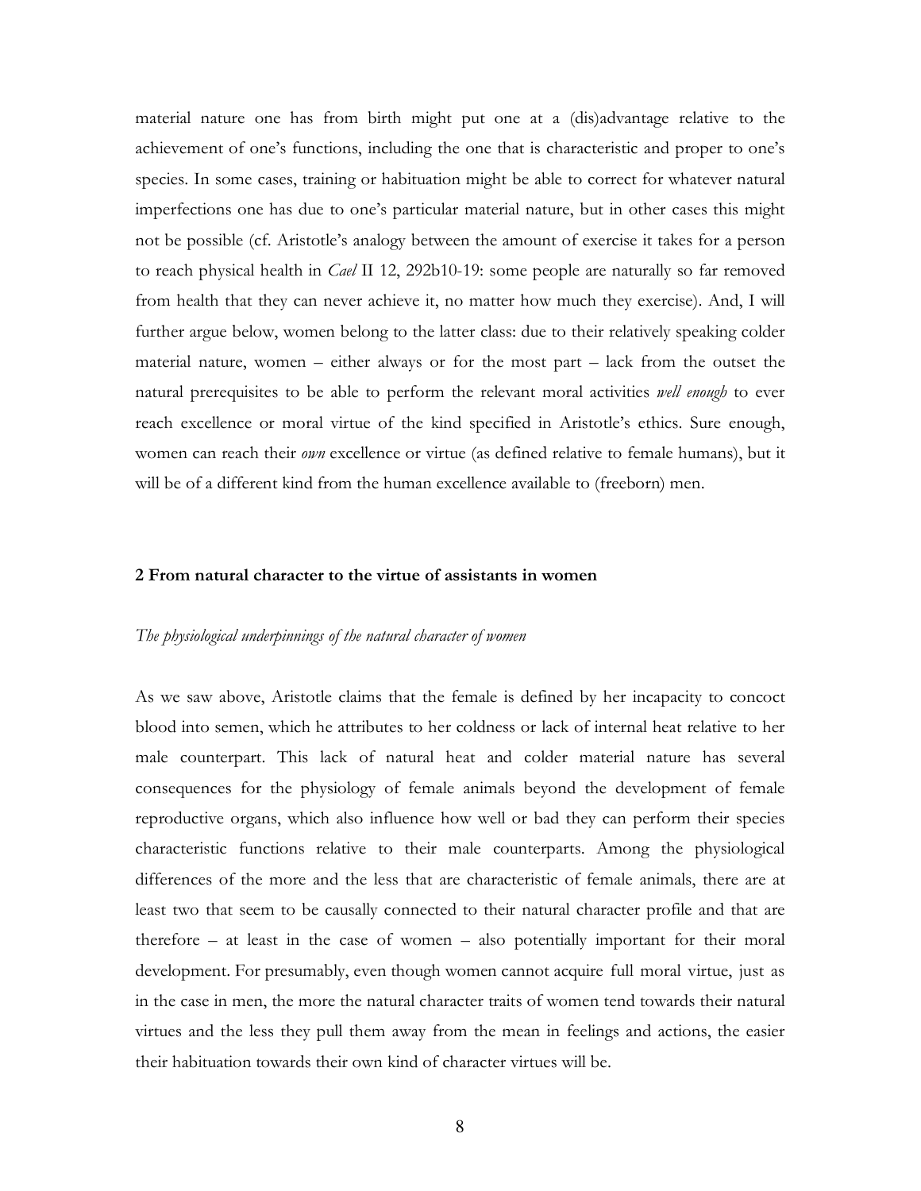material nature one has from birth might put one at a (dis)advantage relative to the achievement of one's functions, including the one that is characteristic and proper to one's species. In some cases, training or habituation might be able to correct for whatever natural imperfections one has due to one's particular material nature, but in other cases this might not be possible (cf. Aristotle's analogy between the amount of exercise it takes for a person to reach physical health in *Cael* II 12, 292b10-19: some people are naturally so far removed from health that they can never achieve it, no matter how much they exercise). And, I will further argue below, women belong to the latter class: due to their relatively speaking colder material nature, women – either always or for the most part – lack from the outset the natural prerequisites to be able to perform the relevant moral activities *well enough* to ever reach excellence or moral virtue of the kind specified in Aristotle's ethics. Sure enough, women can reach their *own* excellence or virtue (as defined relative to female humans), but it will be of a different kind from the human excellence available to (freeborn) men.

## 2 From natural character to the virtue of assistants in women

### *The physiological underpinnings of the natural character of women*

As we saw above, Aristotle claims that the female is defined by her incapacity to concoct blood into semen, which he attributes to her coldness or lack of internal heat relative to her male counterpart. This lack of natural heat and colder material nature has several consequences for the physiology of female animals beyond the development of female reproductive organs, which also influence how well or bad they can perform their species characteristic functions relative to their male counterparts. Among the physiological differences of the more and the less that are characteristic of female animals, there are at least two that seem to be causally connected to their natural character profile and that are therefore – at least in the case of women – also potentially important for their moral development. For presumably, even though women cannot acquire full moral virtue, just as in the case in men, the more the natural character traits of women tend towards their natural virtues and the less they pull them away from the mean in feelings and actions, the easier their habituation towards their own kind of character virtues will be.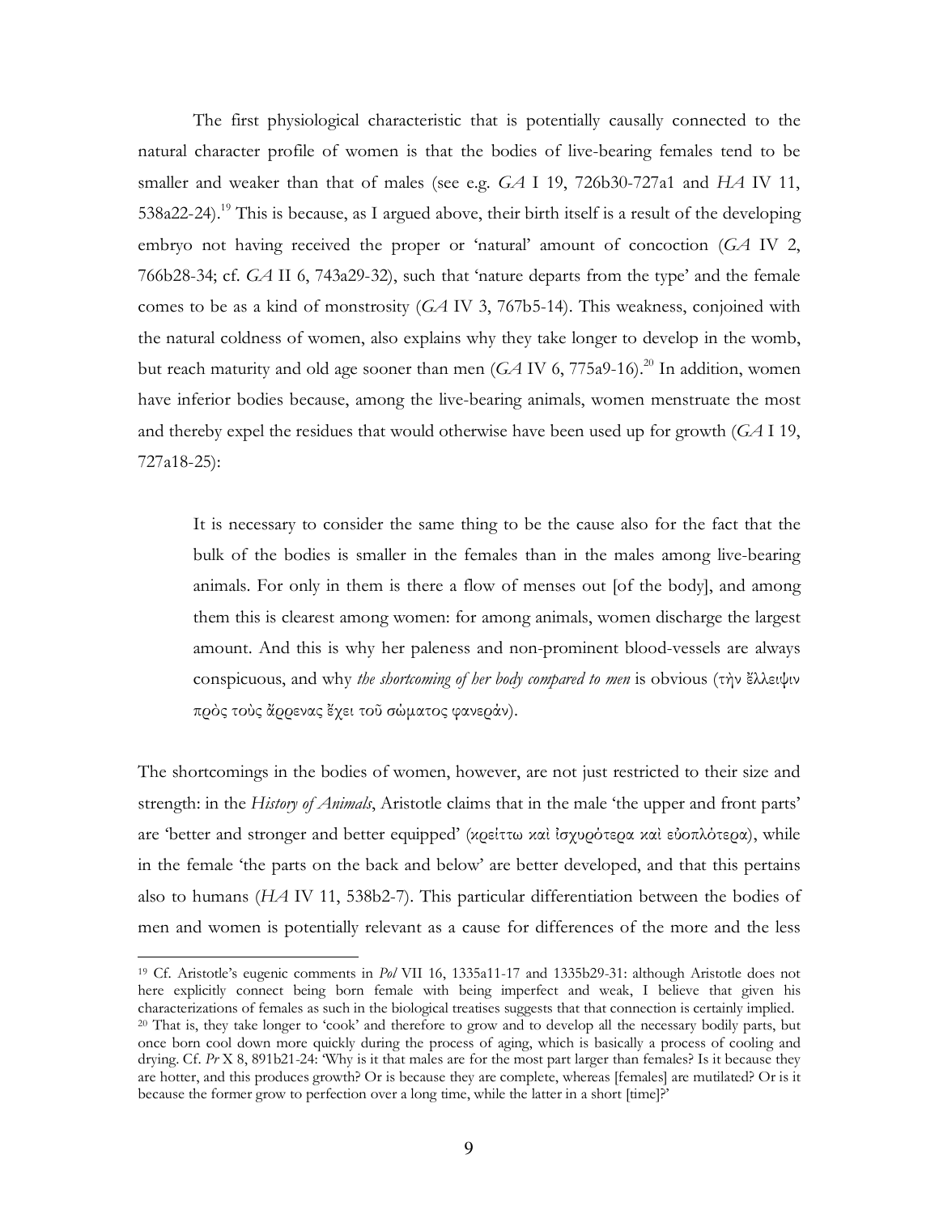The first physiological characteristic that is potentially causally connected to the natural character profile of women is that the bodies of live-bearing females tend to be smaller and weaker than that of males (see e.g. *GA* I 19, 726b30-727a1 and *HA* IV 11, 538a22-24).[19] This is because, as I argued above, their birth itself is a result of the developing embryo not having received the proper or 'natural' amount of concoction (*GA* IV 2, 766b28-34; cf. *GA* II 6, 743a29-32), such that 'nature departs from the type' and the female comes to be as a kind of monstrosity (*GA* IV 3, 767b5-14). This weakness, conjoined with the natural coldness of women, also explains why they take longer to develop in the womb, but reach maturity and old age sooner than men (*GA* IV 6, 775a9-16).[20] In addition, women have inferior bodies because, among the live-bearing animals, women menstruate the most and thereby expel the residues that would otherwise have been used up for growth (*GA* I 19, 727a18-25):

> It is necessary to consider the same thing to be the cause also for the fact that the bulk of the bodies is smaller in the females than in the males among live-bearing animals. For only in them is there a flow of menses out [of the body], and among them this is clearest among women: for among animals, women discharge the largest amount. And this is why her paleness and non-prominent blood-vessels are always conspicuous, and why *the shortcoming of her body compared to men* is obvious (τὴν ἔλλειψιν πρὸς τοὺς ἄρρενας ἔχει τοῦ σώματος φανεράν).

The shortcomings in the bodies of women, however, are not just restricted to their size and strength: in the *History of Animals*, Aristotle claims that in the male 'the upper and front parts' are 'better and stronger and better equipped' (κρείττω καὶ ἰσχυρότερα καὶ εὐοπλότερα), while in the female 'the parts on the back and below' are better developed, and that this pertains also to humans (*HA* IV 11, 538b2-7). This particular differentiation between the bodies of men and women is potentially relevant as a cause for differences of the more and the less

---

[19] Cf. Aristotle's eugenic comments in *Pol* VII 16, 1335a11-17 and 1335b29-31: although Aristotle does not here explicitly connect being born female with being imperfect and weak, I believe that given his characterizations of females as such in the biological treatises suggests that that connection is certainly implied.

[20] That is, they take longer to 'cook' and therefore to grow and to develop all the necessary bodily parts, but once born cool down more quickly during the process of aging, which is basically a process of cooling and drying. Cf. *Pr* X 8, 891b21-24: 'Why is it that males are for the most part larger than females? Is it because they are hotter, and this produces growth? Or is because they are complete, whereas [females] are mutilated? Or is it because the former grow to perfection over a long time, while the latter in a short [time]?'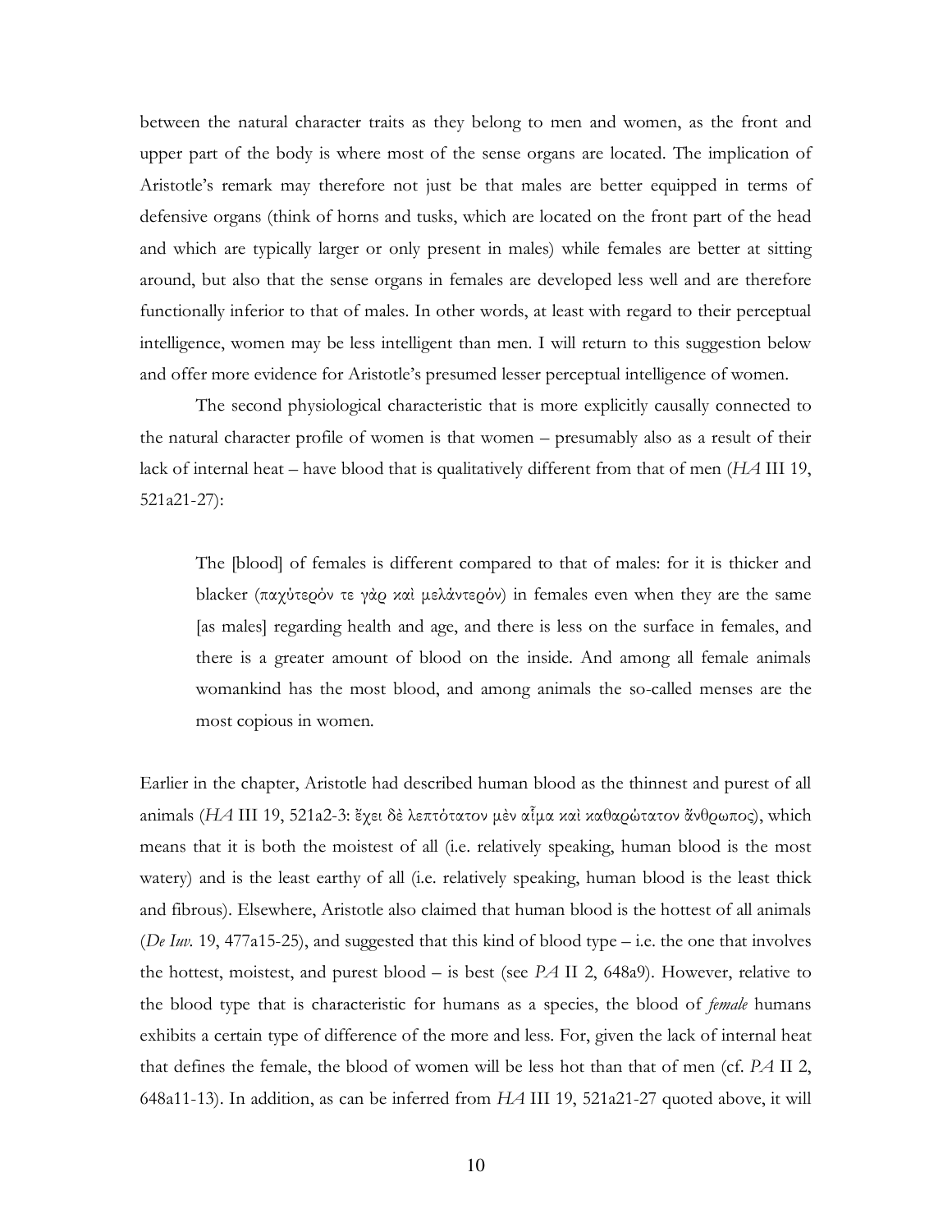between the natural character traits as they belong to men and women, as the front and upper part of the body is where most of the sense organs are located. The implication of Aristotle's remark may therefore not just be that males are better equipped in terms of defensive organs (think of horns and tusks, which are located on the front part of the head and which are typically larger or only present in males) while females are better at sitting around, but also that the sense organs in females are developed less well and are therefore functionally inferior to that of males. In other words, at least with regard to their perceptual intelligence, women may be less intelligent than men. I will return to this suggestion below and offer more evidence for Aristotle's presumed lesser perceptual intelligence of women.

The second physiological characteristic that is more explicitly causally connected to the natural character profile of women is that women – presumably also as a result of their lack of internal heat – have blood that is qualitatively different from that of men (*HA* III 19, 521a21-27):

> The [blood] of females is different compared to that of males: for it is thicker and blacker (παχύτερόν τε γὰρ καὶ μελάντερόν) in females even when they are the same [as males] regarding health and age, and there is less on the surface in females, and there is a greater amount of blood on the inside. And among all female animals womankind has the most blood, and among animals the so-called menses are the most copious in women.

Earlier in the chapter, Aristotle had described human blood as the thinnest and purest of all animals (*HA* III 19, 521a2-3: ἔχει δὲ λεπτότατον μὲν αἷμα καὶ καθαρώτατον ἄνθρωπος), which means that it is both the moistest of all (i.e. relatively speaking, human blood is the most watery) and is the least earthy of all (i.e. relatively speaking, human blood is the least thick and fibrous). Elsewhere, Aristotle also claimed that human blood is the hottest of all animals (*De Iuv.* 19, 477a15-25), and suggested that this kind of blood type – i.e. the one that involves the hottest, moistest, and purest blood – is best (see *PA* II 2, 648a9). However, relative to the blood type that is characteristic for humans as a species, the blood of *female* humans exhibits a certain type of difference of the more and less. For, given the lack of internal heat that defines the female, the blood of women will be less hot than that of men (cf. *PA* II 2, 648a11-13). In addition, as can be inferred from *HA* III 19, 521a21-27 quoted above, it will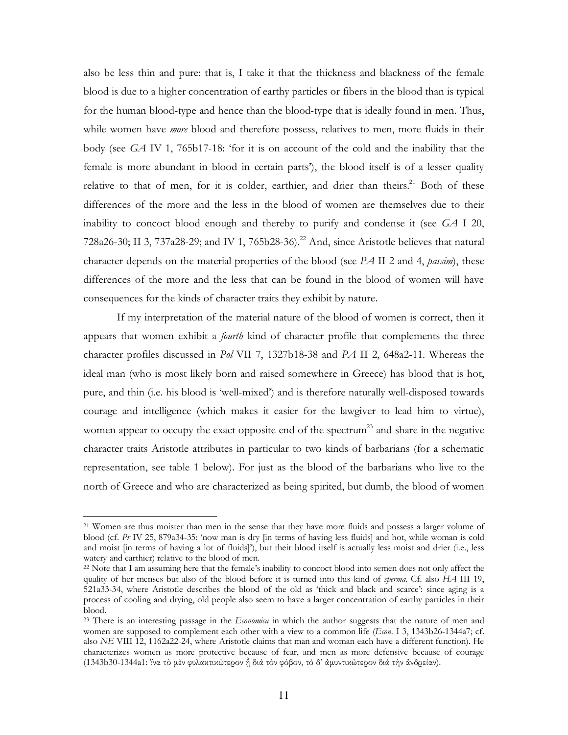also be less thin and pure: that is, I take it that the thickness and blackness of the female blood is due to a higher concentration of earthy particles or fibers in the blood than is typical for the human blood-type and hence than the blood-type that is ideally found in men. Thus, while women have *more* blood and therefore possess, relatives to men, more fluids in their body (see *GA* IV 1, 765b17-18: 'for it is on account of the cold and the inability that the female is more abundant in blood in certain parts'), the blood itself is of a lesser quality relative to that of men, for it is colder, earthier, and drier than theirs.[21] Both of these differences of the more and the less in the blood of women are themselves due to their inability to concoct blood enough and thereby to purify and condense it (see *GA* I 20, 728a26-30; II 3, 737a28-29; and IV 1, 765b28-36).[22] And, since Aristotle believes that natural character depends on the material properties of the blood (see *PA* II 2 and 4, *passim*), these differences of the more and the less that can be found in the blood of women will have consequences for the kinds of character traits they exhibit by nature.

If my interpretation of the material nature of the blood of women is correct, then it appears that women exhibit a *fourth* kind of character profile that complements the three character profiles discussed in *Pol* VII 7, 1327b18-38 and *PA* II 2, 648a2-11. Whereas the ideal man (who is most likely born and raised somewhere in Greece) has blood that is hot, pure, and thin (i.e. his blood is 'well-mixed') and is therefore naturally well-disposed towards courage and intelligence (which makes it easier for the lawgiver to lead him to virtue), women appear to occupy the exact opposite end of the spectrum[23] and share in the negative character traits Aristotle attributes in particular to two kinds of barbarians (for a schematic representation, see table 1 below). For just as the blood of the barbarians who live to the north of Greece and who are characterized as being spirited, but dumb, the blood of women

---

[21] Women are thus moister than men in the sense that they have more fluids and possess a larger volume of blood (cf. *Pr* IV 25, 879a34-35: 'now man is dry [in terms of having less fluids] and hot, while woman is cold and moist [in terms of having a lot of fluids]'), but their blood itself is actually less moist and drier (i.e., less watery and earthier) relative to the blood of men.

[22] Note that I am assuming here that the female's inability to concoct blood into semen does not only affect the quality of her menses but also of the blood before it is turned into this kind of *sperma*. Cf. also *HA* III 19, 521a33-34, where Aristotle describes the blood of the old as 'thick and black and scarce': since aging is a process of cooling and drying, old people also seem to have a larger concentration of earthy particles in their blood.

[23] There is an interesting passage in the *Economica* in which the author suggests that the nature of men and women are supposed to complement each other with a view to a common life (*Econ.* I 3, 1343b26-1344a7; cf. also *NE* VIII 12, 1162a22-24, where Aristotle claims that man and woman each have a different function). He characterizes women as more protective because of fear, and men as more defensive because of courage (1343b30-1344a1: ἵνα τὸ μὲν φυλακτικώτερον ᾖ διὰ τὸν φόβον, τὸ δ' ἀμυντικώτερον διὰ τὴν ἀνδρείαν).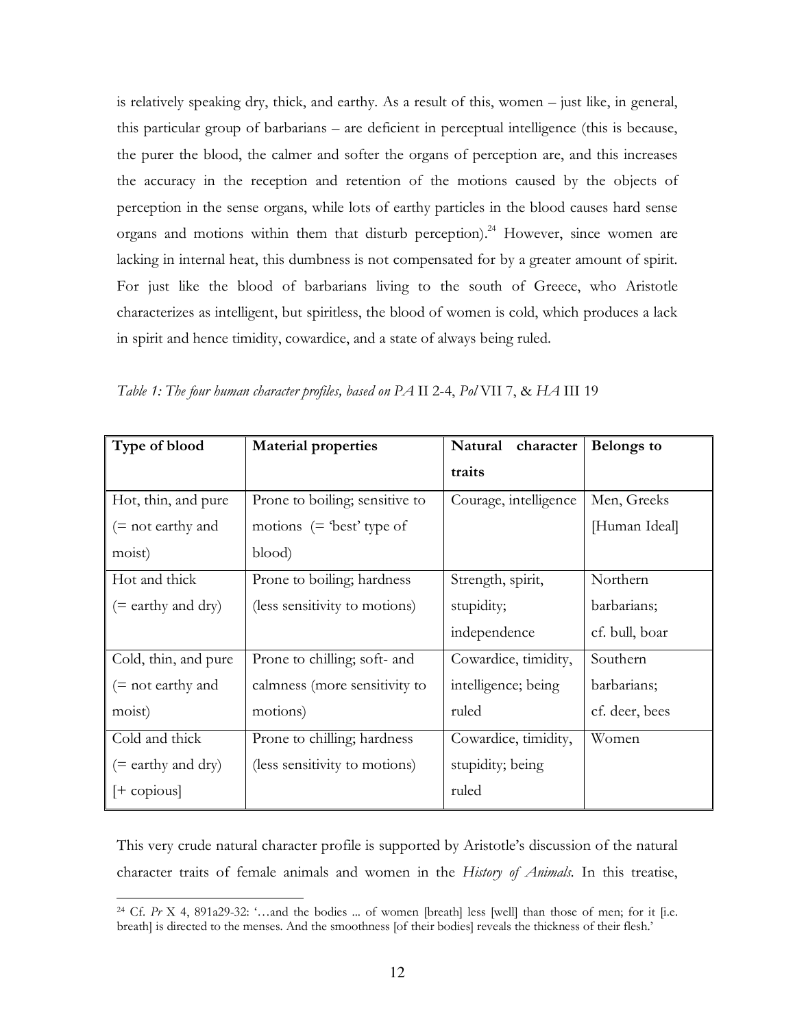is relatively speaking dry, thick, and earthy. As a result of this, women – just like, in general, this particular group of barbarians – are deficient in perceptual intelligence (this is because, the purer the blood, the calmer and softer the organs of perception are, and this increases the accuracy in the reception and retention of the motions caused by the objects of perception in the sense organs, while lots of earthy particles in the blood causes hard sense organs and motions within them that disturb perception).[24] However, since women are lacking in internal heat, this dumbness is not compensated for by a greater amount of spirit. For just like the blood of barbarians living to the south of Greece, who Aristotle characterizes as intelligent, but spiritless, the blood of women is cold, which produces a lack in spirit and hence timidity, cowardice, and a state of always being ruled.

*Table 1: The four human character profiles, based on PA II 2-4, Pol VII 7, & HA III 19*

| **Type of blood** | **Material properties** | **Natural character traits** | **Belongs to** |
|---|---|---|---|
| Hot, thin, and pure (= not earthy and moist) | Prone to boiling; sensitive to motions (= 'best' type of blood) | Courage, intelligence | Men, Greeks [Human Ideal] |
| Hot and thick (= earthy and dry) | Prone to boiling; hardness (less sensitivity to motions) | Strength, spirit, stupidity; independence | Northern barbarians; cf. bull, boar |
| Cold, thin, and pure (= not earthy and moist) | Prone to chilling; soft- and calmness (more sensitivity to motions) | Cowardice, timidity, intelligence; being ruled | Southern barbarians; cf. deer, bees |
| Cold and thick (= earthy and dry) [+ copious] | Prone to chilling; hardness (less sensitivity to motions) | Cowardice, timidity, stupidity; being ruled | Women |

This very crude natural character profile is supported by Aristotle's discussion of the natural character traits of female animals and women in the *History of Animals*. In this treatise,

[24] Cf. *Pr* X 4, 891a29-32: '…and the bodies ... of women [breath] less [well] than those of men; for it [i.e. breath] is directed to the menses. And the smoothness [of their bodies] reveals the thickness of their flesh.'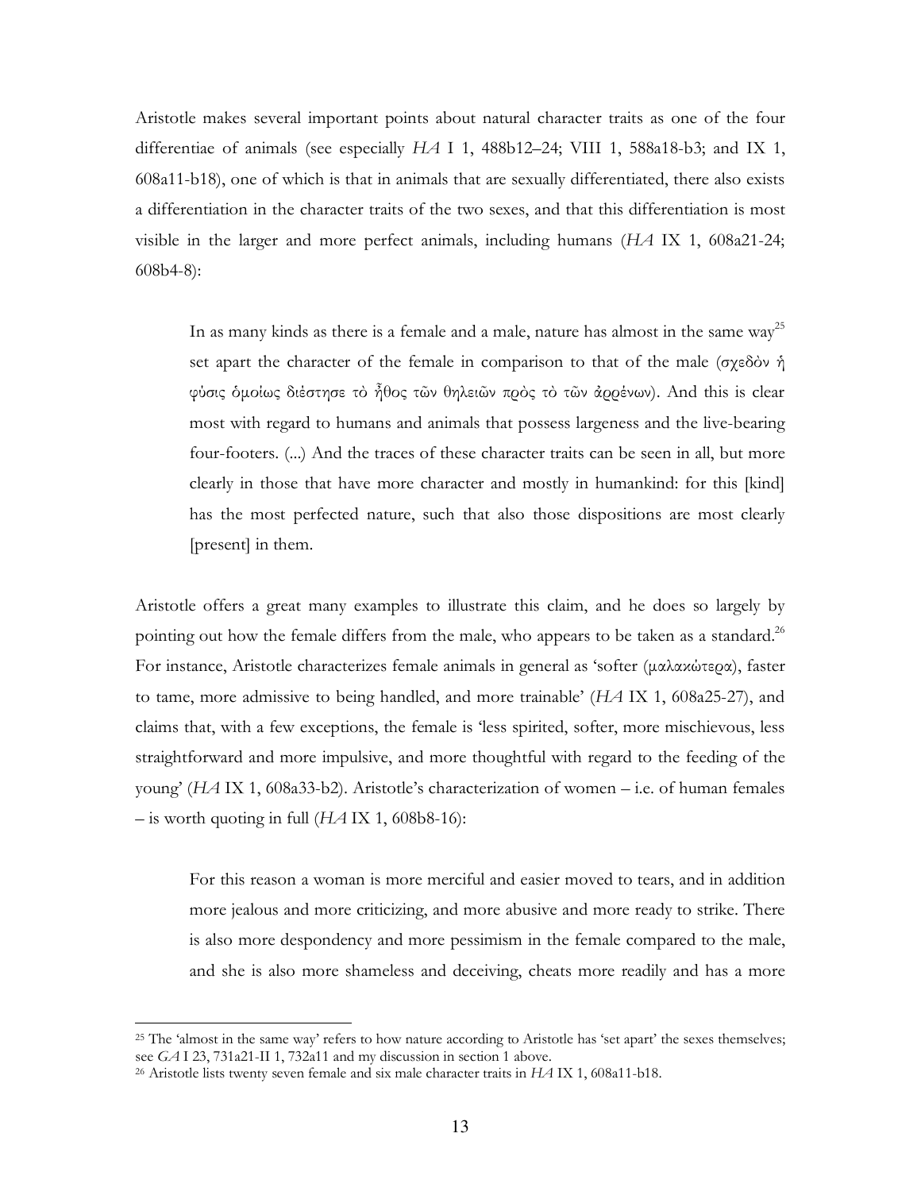Aristotle makes several important points about natural character traits as one of the four differentiae of animals (see especially *HA* I 1, 488b12–24; VIII 1, 588a18-b3; and IX 1, 608a11-b18), one of which is that in animals that are sexually differentiated, there also exists a differentiation in the character traits of the two sexes, and that this differentiation is most visible in the larger and more perfect animals, including humans (*HA* IX 1, 608a21-24; 608b4-8):

> In as many kinds as there is a female and a male, nature has almost in the same way[25] set apart the character of the female in comparison to that of the male (σχεδὸν ἡ φύσις ὁμοίως διέστησε τὸ ἦθος τῶν θηλειῶν πρὸς τὸ τῶν ἀρρένων). And this is clear most with regard to humans and animals that possess largeness and the live-bearing four-footers. (...) And the traces of these character traits can be seen in all, but more clearly in those that have more character and mostly in humankind: for this [kind] has the most perfected nature, such that also those dispositions are most clearly [present] in them.

Aristotle offers a great many examples to illustrate this claim, and he does so largely by pointing out how the female differs from the male, who appears to be taken as a standard.[26] For instance, Aristotle characterizes female animals in general as 'softer (μαλακώτερα), faster to tame, more admissive to being handled, and more trainable' (*HA* IX 1, 608a25-27), and claims that, with a few exceptions, the female is 'less spirited, softer, more mischievous, less straightforward and more impulsive, and more thoughtful with regard to the feeding of the young' (*HA* IX 1, 608a33-b2). Aristotle's characterization of women – i.e. of human females – is worth quoting in full (*HA* IX 1, 608b8-16):

> For this reason a woman is more merciful and easier moved to tears, and in addition more jealous and more criticizing, and more abusive and more ready to strike. There is also more despondency and more pessimism in the female compared to the male, and she is also more shameless and deceiving, cheats more readily and has a more

---

[25] The 'almost in the same way' refers to how nature according to Aristotle has 'set apart' the sexes themselves; see *GA* I 23, 731a21-II 1, 732a11 and my discussion in section 1 above.

[26] Aristotle lists twenty seven female and six male character traits in *HA* IX 1, 608a11-b18.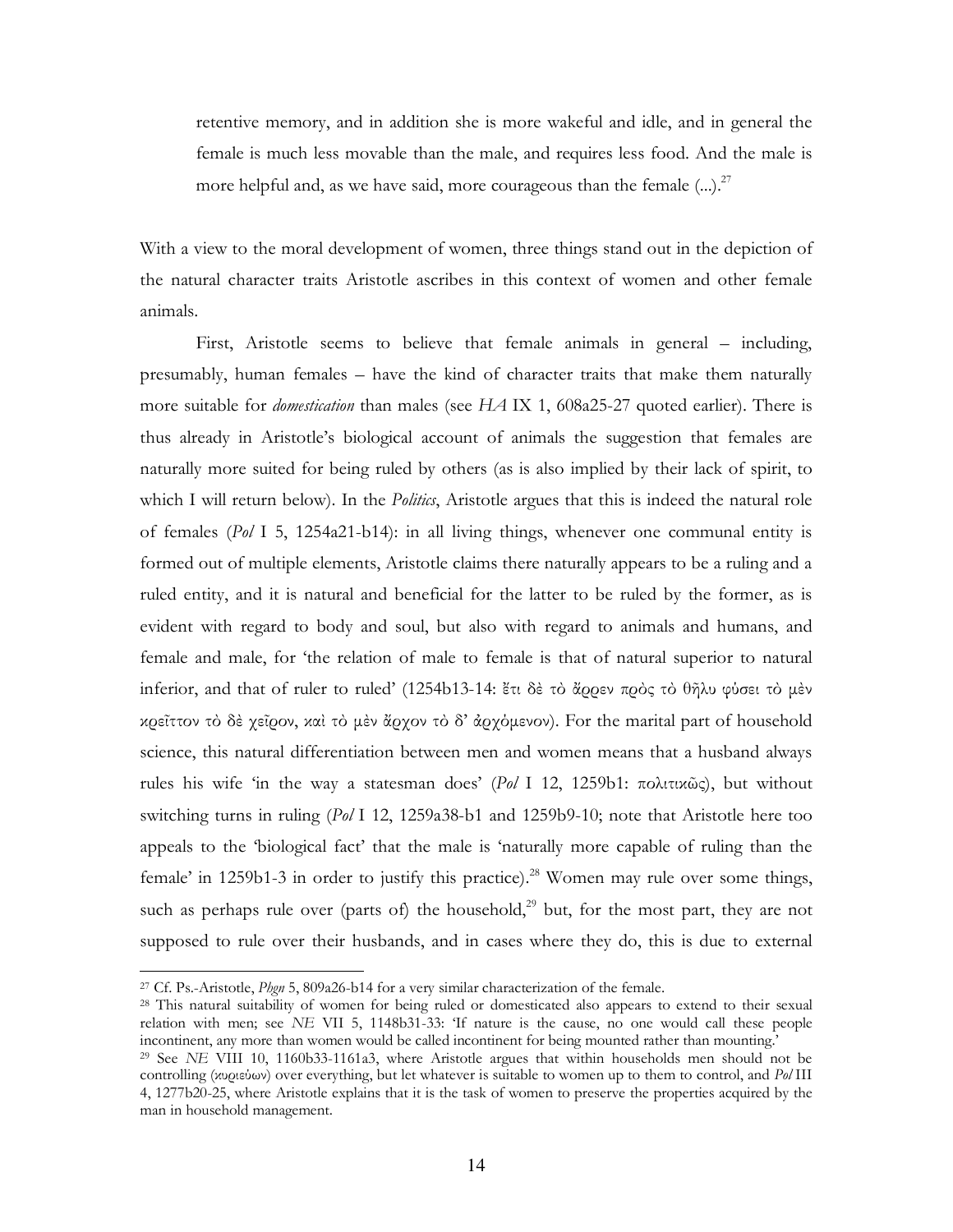> retentive memory, and in addition she is more wakeful and idle, and in general the female is much less movable than the male, and requires less food. And the male is more helpful and, as we have said, more courageous than the female (...).[27]

With a view to the moral development of women, three things stand out in the depiction of the natural character traits Aristotle ascribes in this context of women and other female animals.

First, Aristotle seems to believe that female animals in general – including, presumably, human females – have the kind of character traits that make them naturally more suitable for *domestication* than males (see *HA* IX 1, 608a25-27 quoted earlier). There is thus already in Aristotle's biological account of animals the suggestion that females are naturally more suited for being ruled by others (as is also implied by their lack of spirit, to which I will return below). In the *Politics*, Aristotle argues that this is indeed the natural role of females (*Pol* I 5, 1254a21-b14): in all living things, whenever one communal entity is formed out of multiple elements, Aristotle claims there naturally appears to be a ruling and a ruled entity, and it is natural and beneficial for the latter to be ruled by the former, as is evident with regard to body and soul, but also with regard to animals and humans, and female and male, for 'the relation of male to female is that of natural superior to natural inferior, and that of ruler to ruled' (1254b13-14: ἔτι δὲ τὸ ἄρρεν πρὸς τὸ θῆλυ φύσει τὸ μὲν κρεῖττον τὸ δὲ χεῖρον, καὶ τὸ μὲν ἄρχον τὸ δ' ἀρχόμενον). For the marital part of household science, this natural differentiation between men and women means that a husband always rules his wife 'in the way a statesman does' (*Pol* I 12, 1259b1: πολιτικῶς), but without switching turns in ruling (*Pol* I 12, 1259a38-b1 and 1259b9-10; note that Aristotle here too appeals to the 'biological fact' that the male is 'naturally more capable of ruling than the female' in 1259b1-3 in order to justify this practice).[28] Women may rule over some things, such as perhaps rule over (parts of) the household,[29] but, for the most part, they are not supposed to rule over their husbands, and in cases where they do, this is due to external

---

[27] Cf. Ps.-Aristotle, *Phgn* 5, 809a26-b14 for a very similar characterization of the female.

[28] This natural suitability of women for being ruled or domesticated also appears to extend to their sexual relation with men; see *NE* VII 5, 1148b31-33: 'If nature is the cause, no one would call these people incontinent, any more than women would be called incontinent for being mounted rather than mounting.'

[29] See *NE* VIII 10, 1160b33-1161a3, where Aristotle argues that within households men should not be controlling (κυριεύων) over everything, but let whatever is suitable to women up to them to control, and *Pol* III 4, 1277b20-25, where Aristotle explains that it is the task of women to preserve the properties acquired by the man in household management.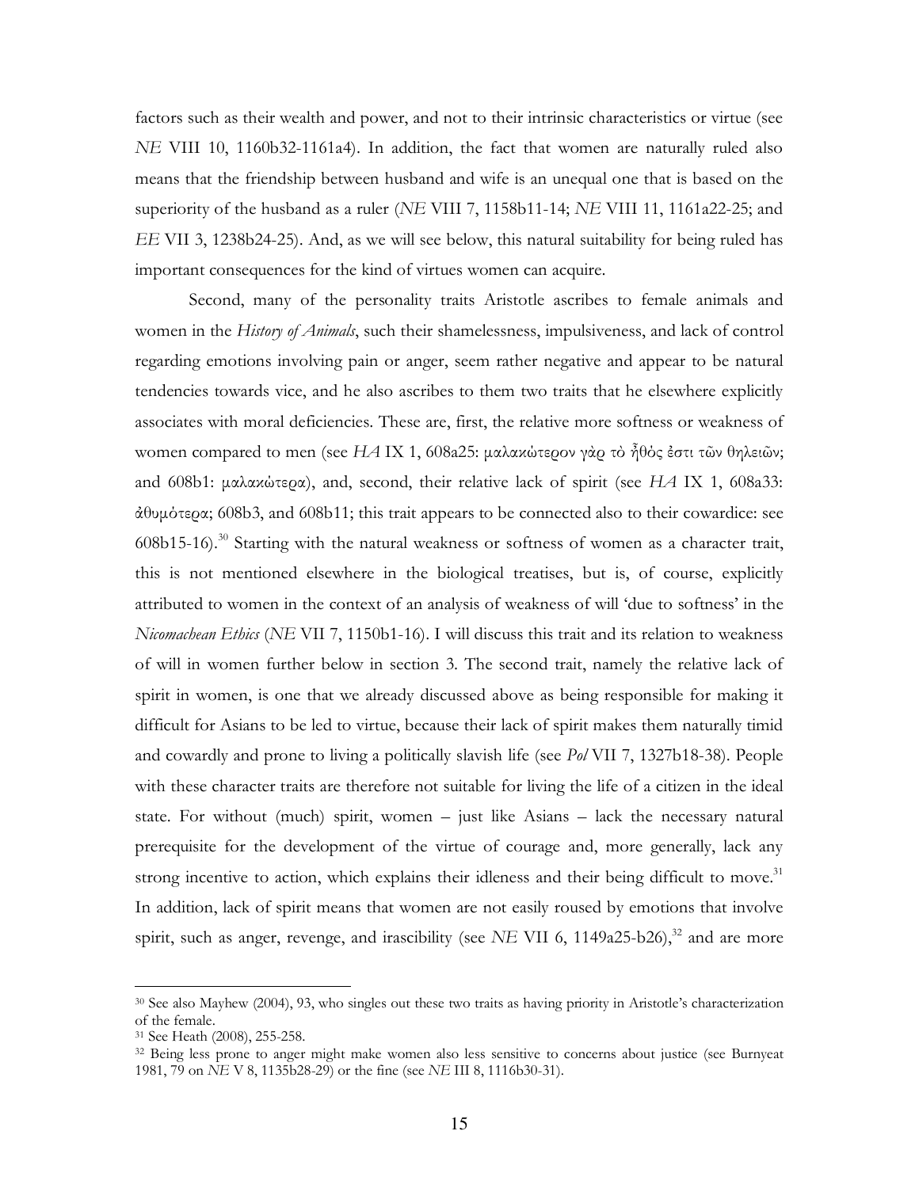factors such as their wealth and power, and not to their intrinsic characteristics or virtue (see *NE* VIII 10, 1160b32-1161a4). In addition, the fact that women are naturally ruled also means that the friendship between husband and wife is an unequal one that is based on the superiority of the husband as a ruler (*NE* VIII 7, 1158b11-14; *NE* VIII 11, 1161a22-25; and *EE* VII 3, 1238b24-25). And, as we will see below, this natural suitability for being ruled has important consequences for the kind of virtues women can acquire.

Second, many of the personality traits Aristotle ascribes to female animals and women in the *History of Animals*, such their shamelessness, impulsiveness, and lack of control regarding emotions involving pain or anger, seem rather negative and appear to be natural tendencies towards vice, and he also ascribes to them two traits that he elsewhere explicitly associates with moral deficiencies. These are, first, the relative more softness or weakness of women compared to men (see *HA* IX 1, 608a25: μαλακώτερον γὰρ τὸ ἦθός ἐστι τῶν θηλειῶν; and 608b1: μαλακώτερα), and, second, their relative lack of spirit (see *HA* IX 1, 608a33: ἀθυμότερα; 608b3, and 608b11; this trait appears to be connected also to their cowardice: see 608b15-16).[30] Starting with the natural weakness or softness of women as a character trait, this is not mentioned elsewhere in the biological treatises, but is, of course, explicitly attributed to women in the context of an analysis of weakness of will 'due to softness' in the *Nicomachean Ethics* (*NE* VII 7, 1150b1-16). I will discuss this trait and its relation to weakness of will in women further below in section 3. The second trait, namely the relative lack of spirit in women, is one that we already discussed above as being responsible for making it difficult for Asians to be led to virtue, because their lack of spirit makes them naturally timid and cowardly and prone to living a politically slavish life (see *Pol* VII 7, 1327b18-38). People with these character traits are therefore not suitable for living the life of a citizen in the ideal state. For without (much) spirit, women – just like Asians – lack the necessary natural prerequisite for the development of the virtue of courage and, more generally, lack any strong incentive to action, which explains their idleness and their being difficult to move.[31] In addition, lack of spirit means that women are not easily roused by emotions that involve spirit, such as anger, revenge, and irascibility (see *NE* VII 6, 1149a25-b26),[32] and are more

---

[30] See also Mayhew (2004), 93, who singles out these two traits as having priority in Aristotle's characterization of the female.

[31] See Heath (2008), 255-258.

[32] Being less prone to anger might make women also less sensitive to concerns about justice (see Burnyeat 1981, 79 on *NE* V 8, 1135b28-29) or the fine (see *NE* III 8, 1116b30-31).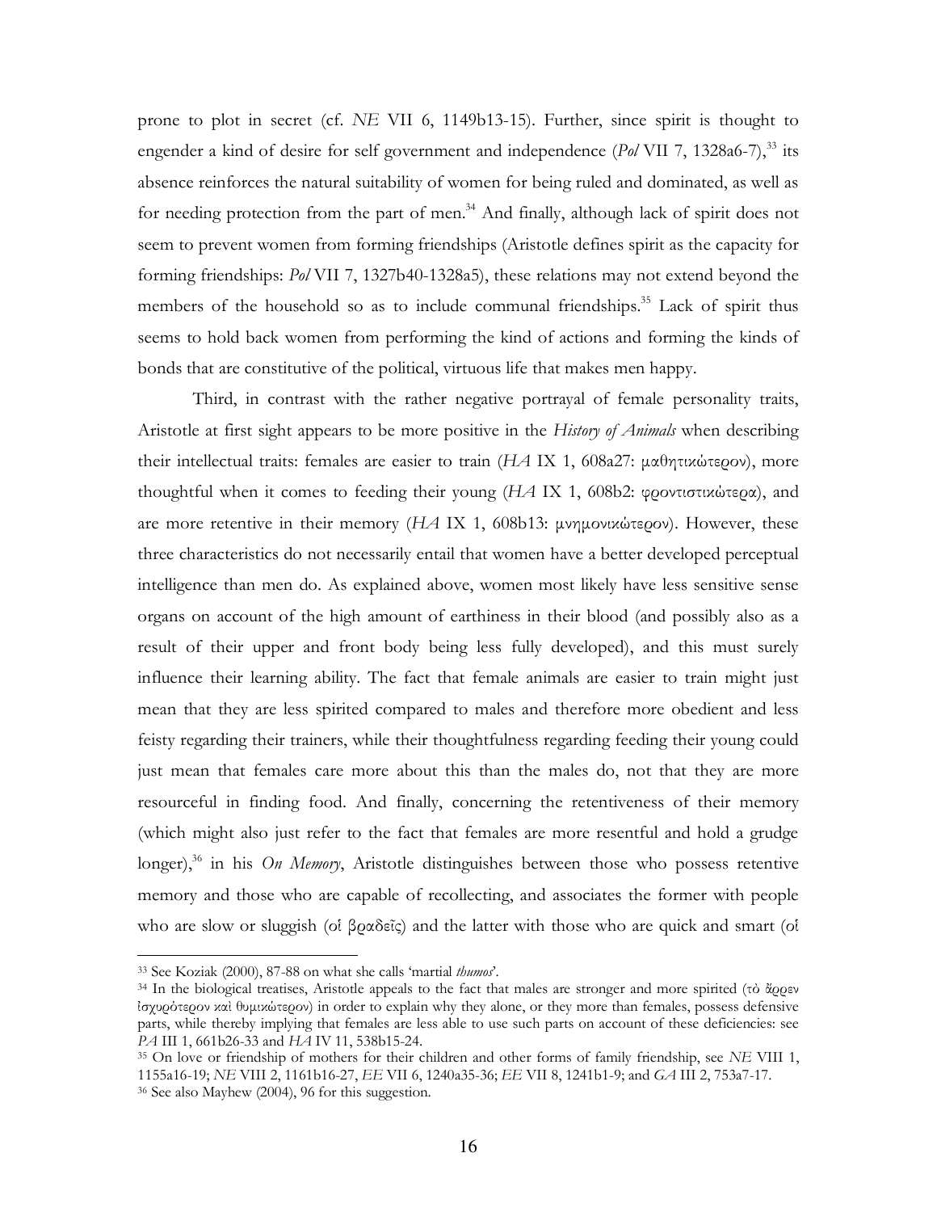prone to plot in secret (cf. *NE* VII 6, 1149b13-15). Further, since spirit is thought to engender a kind of desire for self government and independence (*Pol* VII 7, 1328a6-7),[33] its absence reinforces the natural suitability of women for being ruled and dominated, as well as for needing protection from the part of men.[34] And finally, although lack of spirit does not seem to prevent women from forming friendships (Aristotle defines spirit as the capacity for forming friendships: *Pol* VII 7, 1327b40-1328a5), these relations may not extend beyond the members of the household so as to include communal friendships.[35] Lack of spirit thus seems to hold back women from performing the kind of actions and forming the kinds of bonds that are constitutive of the political, virtuous life that makes men happy.

Third, in contrast with the rather negative portrayal of female personality traits, Aristotle at first sight appears to be more positive in the *History of Animals* when describing their intellectual traits: females are easier to train (*HA* IX 1, 608a27: μαθητικώτερον), more thoughtful when it comes to feeding their young (*HA* IX 1, 608b2: φροντιστικώτερα), and are more retentive in their memory (*HA* IX 1, 608b13: μνημονικώτερον). However, these three characteristics do not necessarily entail that women have a better developed perceptual intelligence than men do. As explained above, women most likely have less sensitive sense organs on account of the high amount of earthiness in their blood (and possibly also as a result of their upper and front body being less fully developed), and this must surely influence their learning ability. The fact that female animals are easier to train might just mean that they are less spirited compared to males and therefore more obedient and less feisty regarding their trainers, while their thoughtfulness regarding feeding their young could just mean that females care more about this than the males do, not that they are more resourceful in finding food. And finally, concerning the retentiveness of their memory (which might also just refer to the fact that females are more resentful and hold a grudge longer),[36] in his *On Memory*, Aristotle distinguishes between those who possess retentive memory and those who are capable of recollecting, and associates the former with people who are slow or sluggish (οἱ βραδεῖς) and the latter with those who are quick and smart (οἱ

---

[33] See Koziak (2000), 87-88 on what she calls 'martial *thumos*'.

[34] In the biological treatises, Aristotle appeals to the fact that males are stronger and more spirited (τὸ ἄρρεν ἰσχυρότερον καὶ θυμικώτερον) in order to explain why they alone, or they more than females, possess defensive parts, while thereby implying that females are less able to use such parts on account of these deficiencies: see *PA* III 1, 661b26-33 and *HA* IV 11, 538b15-24.

[35] On love or friendship of mothers for their children and other forms of family friendship, see *NE* VIII 1, 1155a16-19; *NE* VIII 2, 1161b16-27, *EE* VII 6, 1240a35-36; *EE* VII 8, 1241b1-9; and *GA* III 2, 753a7-17.

[36] See also Mayhew (2004), 96 for this suggestion.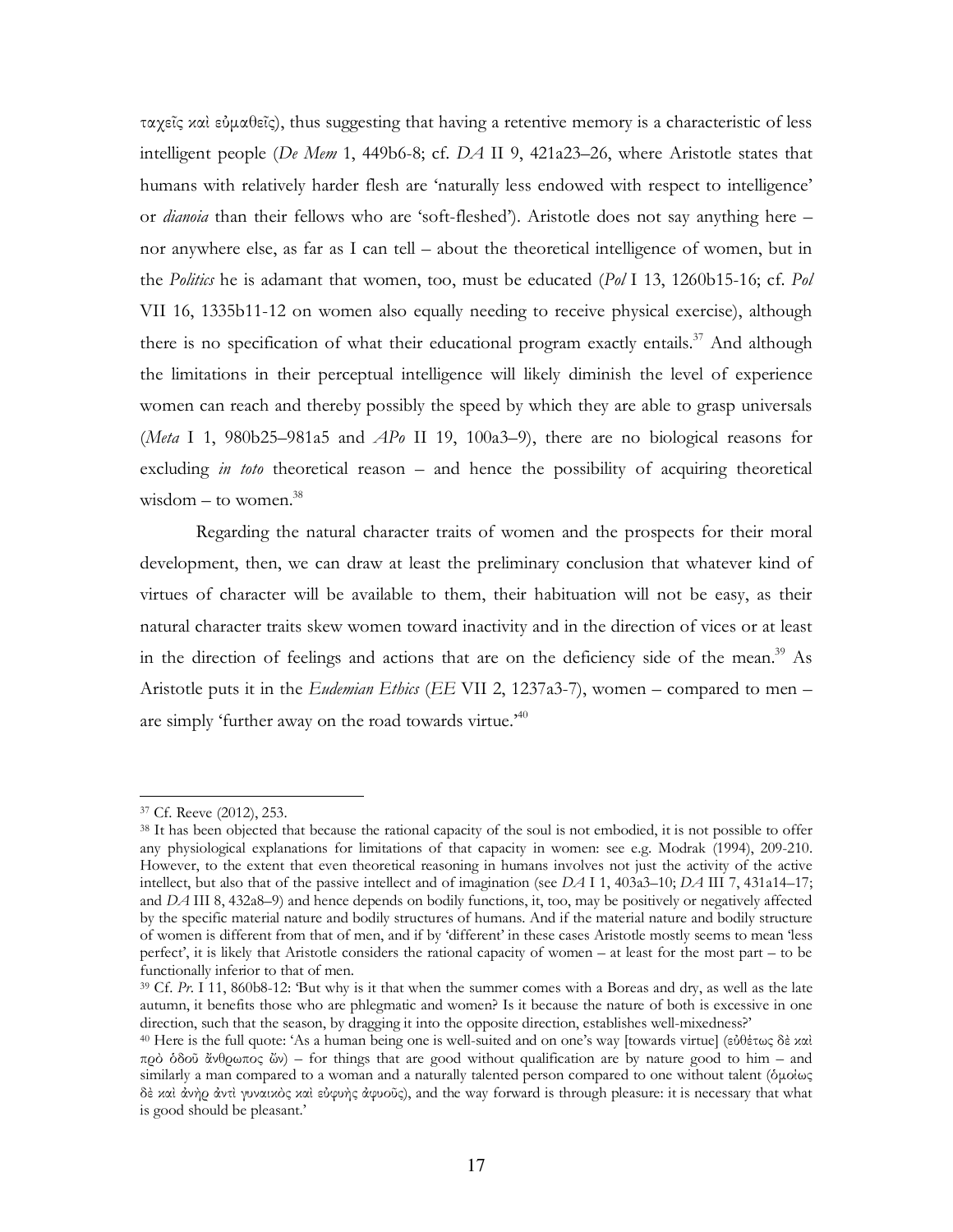ταχεῖς καὶ εὐμαθεῖς), thus suggesting that having a retentive memory is a characteristic of less intelligent people (*De Mem* 1, 449b6-8; cf. *DA* II 9, 421a23–26, where Aristotle states that humans with relatively harder flesh are 'naturally less endowed with respect to intelligence' or *dianoia* than their fellows who are 'soft-fleshed'). Aristotle does not say anything here – nor anywhere else, as far as I can tell – about the theoretical intelligence of women, but in the *Politics* he is adamant that women, too, must be educated (*Pol* I 13, 1260b15-16; cf. *Pol* VII 16, 1335b11-12 on women also equally needing to receive physical exercise), although there is no specification of what their educational program exactly entails.[37] And although the limitations in their perceptual intelligence will likely diminish the level of experience women can reach and thereby possibly the speed by which they are able to grasp universals (*Meta* I 1, 980b25–981a5 and *APo* II 19, 100a3–9), there are no biological reasons for excluding *in toto* theoretical reason – and hence the possibility of acquiring theoretical wisdom – to women.[38]

Regarding the natural character traits of women and the prospects for their moral development, then, we can draw at least the preliminary conclusion that whatever kind of virtues of character will be available to them, their habituation will not be easy, as their natural character traits skew women toward inactivity and in the direction of vices or at least in the direction of feelings and actions that are on the deficiency side of the mean.[39] As Aristotle puts it in the *Eudemian Ethics* (*EE* VII 2, 1237a3-7), women – compared to men – are simply 'further away on the road towards virtue.'[40]

---

[37] Cf. Reeve (2012), 253.

[38] It has been objected that because the rational capacity of the soul is not embodied, it is not possible to offer any physiological explanations for limitations of that capacity in women: see e.g. Modrak (1994), 209-210. However, to the extent that even theoretical reasoning in humans involves not just the activity of the active intellect, but also that of the passive intellect and of imagination (see *DA* I 1, 403a3–10; *DA* III 7, 431a14–17; and *DA* III 8, 432a8–9) and hence depends on bodily functions, it, too, may be positively or negatively affected by the specific material nature and bodily structures of humans. And if the material nature and bodily structure of women is different from that of men, and if by 'different' in these cases Aristotle mostly seems to mean 'less perfect', it is likely that Aristotle considers the rational capacity of women – at least for the most part – to be functionally inferior to that of men.

[39] Cf. *Pr.* I 11, 860b8-12: 'But why is it that when the summer comes with a Boreas and dry, as well as the late autumn, it benefits those who are phlegmatic and women? Is it because the nature of both is excessive in one direction, such that the season, by dragging it into the opposite direction, establishes well-mixedness?'

[40] Here is the full quote: 'As a human being one is well-suited and on one's way [towards virtue] (εὐθέτως δὲ καὶ πρὸ ὁδοῦ ἄνθρωπος ὤν) – for things that are good without qualification are by nature good to him – and similarly a man compared to a woman and a naturally talented person compared to one without talent (ὁμοίως δὲ καὶ ἀνὴρ ἀντὶ γυναικὸς καὶ εὐφυὴς ἀφυοῦς), and the way forward is through pleasure: it is necessary that what is good should be pleasant.'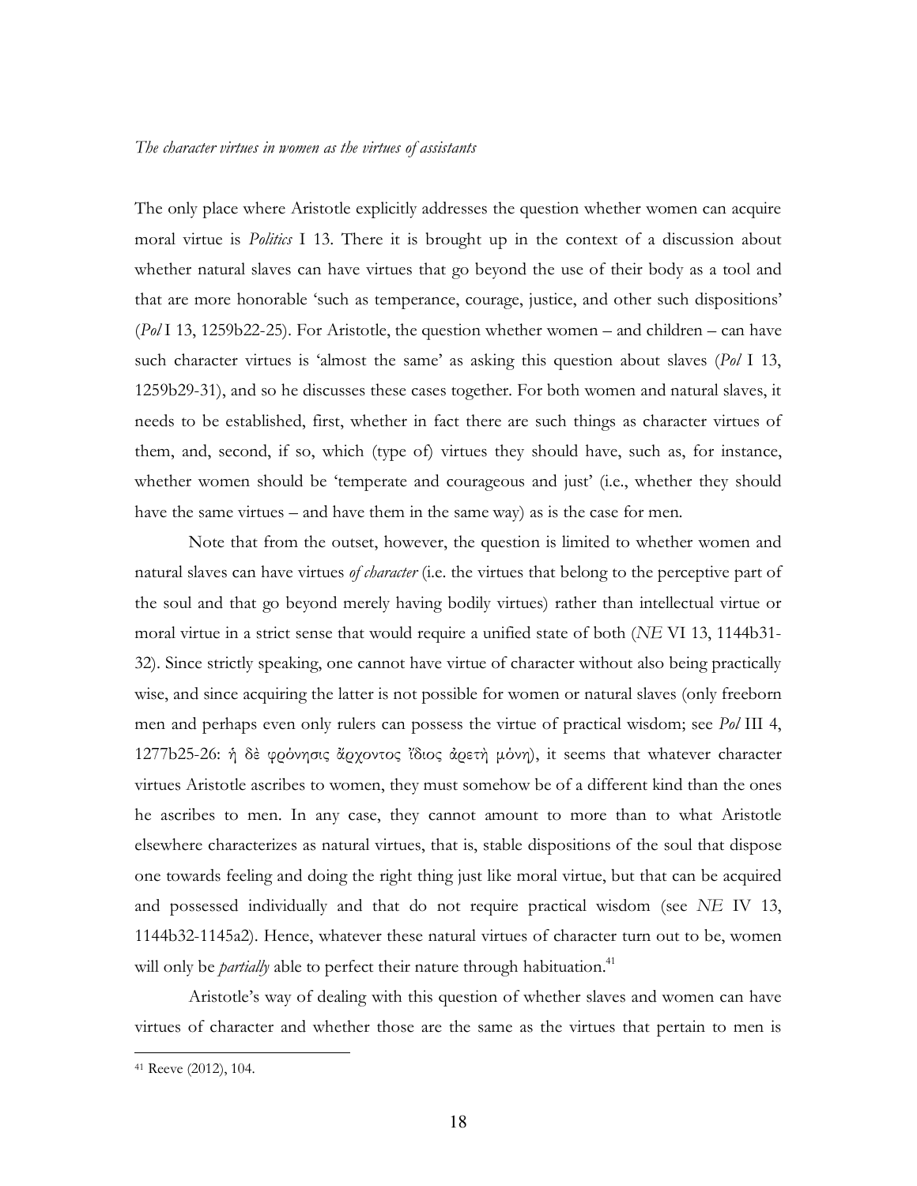*The character virtues in women as the virtues of assistants*

The only place where Aristotle explicitly addresses the question whether women can acquire moral virtue is *Politics* I 13. There it is brought up in the context of a discussion about whether natural slaves can have virtues that go beyond the use of their body as a tool and that are more honorable 'such as temperance, courage, justice, and other such dispositions' (*Pol* I 13, 1259b22-25). For Aristotle, the question whether women – and children – can have such character virtues is 'almost the same' as asking this question about slaves (*Pol* I 13, 1259b29-31), and so he discusses these cases together. For both women and natural slaves, it needs to be established, first, whether in fact there are such things as character virtues of them, and, second, if so, which (type of) virtues they should have, such as, for instance, whether women should be 'temperate and courageous and just' (i.e., whether they should have the same virtues – and have them in the same way) as is the case for men.

Note that from the outset, however, the question is limited to whether women and natural slaves can have virtues *of character* (i.e. the virtues that belong to the perceptive part of the soul and that go beyond merely having bodily virtues) rather than intellectual virtue or moral virtue in a strict sense that would require a unified state of both (*NE* VI 13, 1144b31-32). Since strictly speaking, one cannot have virtue of character without also being practically wise, and since acquiring the latter is not possible for women or natural slaves (only freeborn men and perhaps even only rulers can possess the virtue of practical wisdom; see *Pol* III 4, 1277b25-26: ἡ δὲ φρόνησις ἄρχοντος ἴδιος ἀρετὴ μόνη), it seems that whatever character virtues Aristotle ascribes to women, they must somehow be of a different kind than the ones he ascribes to men. In any case, they cannot amount to more than to what Aristotle elsewhere characterizes as natural virtues, that is, stable dispositions of the soul that dispose one towards feeling and doing the right thing just like moral virtue, but that can be acquired and possessed individually and that do not require practical wisdom (see *NE* IV 13, 1144b32-1145a2). Hence, whatever these natural virtues of character turn out to be, women will only be *partially* able to perfect their nature through habituation.[41]

Aristotle's way of dealing with this question of whether slaves and women can have virtues of character and whether those are the same as the virtues that pertain to men is

[41] Reeve (2012), 104.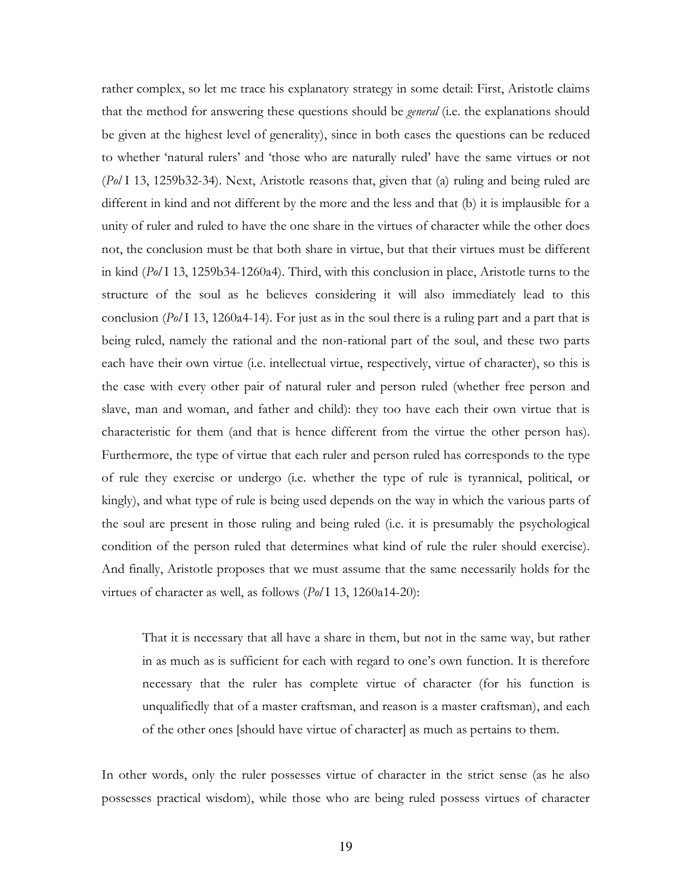rather complex, so let me trace his explanatory strategy in some detail: First, Aristotle claims that the method for answering these questions should be *general* (i.e. the explanations should be given at the highest level of generality), since in both cases the questions can be reduced to whether 'natural rulers' and 'those who are naturally ruled' have the same virtues or not (*Pol* I 13, 1259b32-34). Next, Aristotle reasons that, given that (a) ruling and being ruled are different in kind and not different by the more and the less and that (b) it is implausible for a unity of ruler and ruled to have the one share in the virtues of character while the other does not, the conclusion must be that both share in virtue, but that their virtues must be different in kind (*Pol* I 13, 1259b34-1260a4). Third, with this conclusion in place, Aristotle turns to the structure of the soul as he believes considering it will also immediately lead to this conclusion (*Pol* I 13, 1260a4-14). For just as in the soul there is a ruling part and a part that is being ruled, namely the rational and the non-rational part of the soul, and these two parts each have their own virtue (i.e. intellectual virtue, respectively, virtue of character), so this is the case with every other pair of natural ruler and person ruled (whether free person and slave, man and woman, and father and child): they too have each their own virtue that is characteristic for them (and that is hence different from the virtue the other person has). Furthermore, the type of virtue that each ruler and person ruled has corresponds to the type of rule they exercise or undergo (i.e. whether the type of rule is tyrannical, political, or kingly), and what type of rule is being used depends on the way in which the various parts of the soul are present in those ruling and being ruled (i.e. it is presumably the psychological condition of the person ruled that determines what kind of rule the ruler should exercise). And finally, Aristotle proposes that we must assume that the same necessarily holds for the virtues of character as well, as follows (*Pol* I 13, 1260a14-20):

> That it is necessary that all have a share in them, but not in the same way, but rather in as much as is sufficient for each with regard to one's own function. It is therefore necessary that the ruler has complete virtue of character (for his function is unqualifiedly that of a master craftsman, and reason is a master craftsman), and each of the other ones [should have virtue of character] as much as pertains to them.

In other words, only the ruler possesses virtue of character in the strict sense (as he also possesses practical wisdom), while those who are being ruled possess virtues of character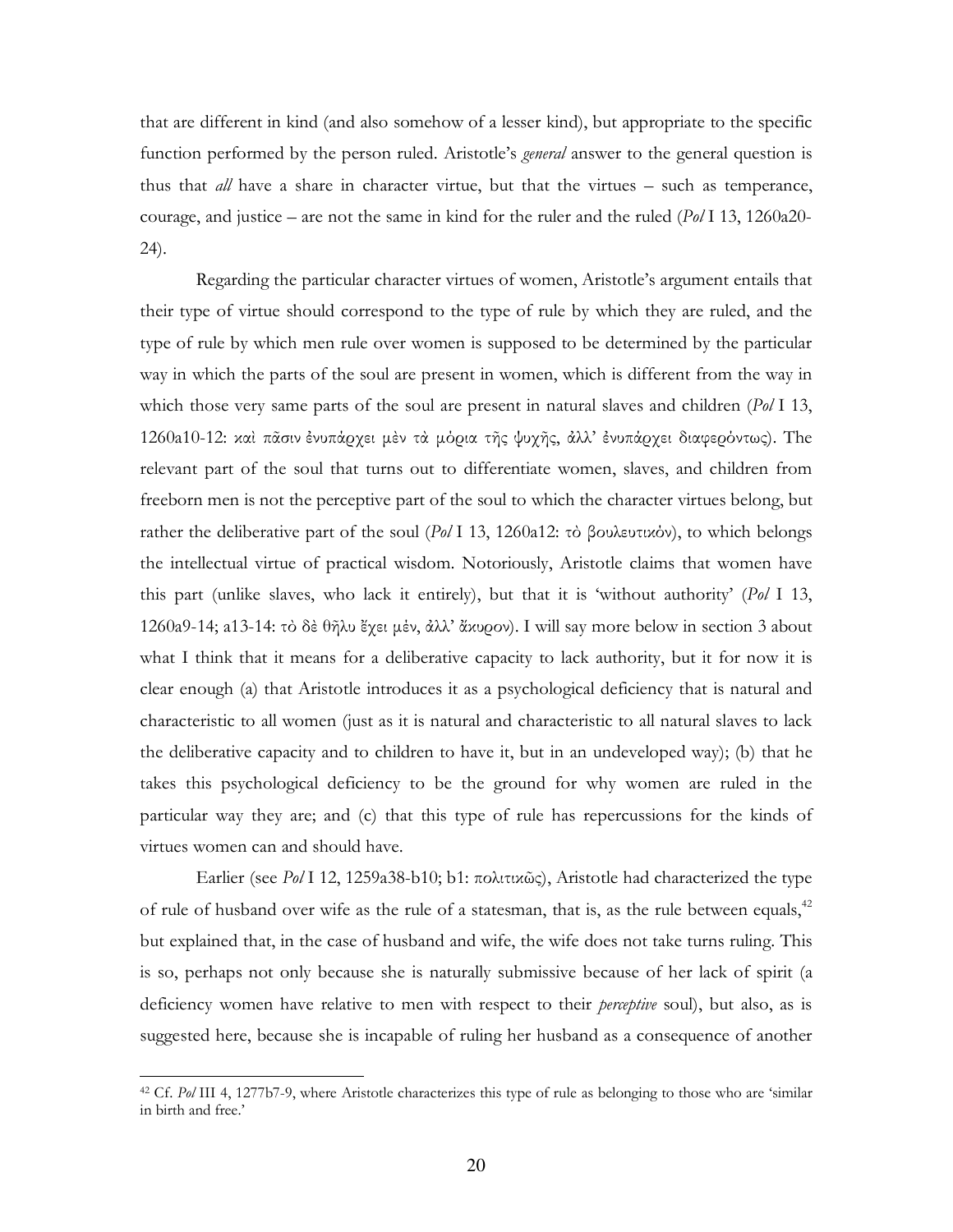that are different in kind (and also somehow of a lesser kind), but appropriate to the specific function performed by the person ruled. Aristotle's *general* answer to the general question is thus that *all* have a share in character virtue, but that the virtues – such as temperance, courage, and justice – are not the same in kind for the ruler and the ruled (*Pol* I 13, 1260a20-24).

Regarding the particular character virtues of women, Aristotle's argument entails that their type of virtue should correspond to the type of rule by which they are ruled, and the type of rule by which men rule over women is supposed to be determined by the particular way in which the parts of the soul are present in women, which is different from the way in which those very same parts of the soul are present in natural slaves and children (*Pol* I 13, 1260a10-12: καὶ πᾶσιν ἐνυπάρχει μὲν τὰ μόρια τῆς ψυχῆς, ἀλλ' ἐνυπάρχει διαφερόντως). The relevant part of the soul that turns out to differentiate women, slaves, and children from freeborn men is not the perceptive part of the soul to which the character virtues belong, but rather the deliberative part of the soul (*Pol* I 13, 1260a12: τὸ βουλευτικόν), to which belongs the intellectual virtue of practical wisdom. Notoriously, Aristotle claims that women have this part (unlike slaves, who lack it entirely), but that it is 'without authority' (*Pol* I 13, 1260a9-14; a13-14: τὸ δὲ θῆλυ ἔχει μέν, ἀλλ' ἄκυρον). I will say more below in section 3 about what I think that it means for a deliberative capacity to lack authority, but it for now it is clear enough (a) that Aristotle introduces it as a psychological deficiency that is natural and characteristic to all women (just as it is natural and characteristic to all natural slaves to lack the deliberative capacity and to children to have it, but in an undeveloped way); (b) that he takes this psychological deficiency to be the ground for why women are ruled in the particular way they are; and (c) that this type of rule has repercussions for the kinds of virtues women can and should have.

Earlier (see *Pol* I 12, 1259a38-b10; b1: πολιτικῶς), Aristotle had characterized the type of rule of husband over wife as the rule of a statesman, that is, as the rule between equals,[42] but explained that, in the case of husband and wife, the wife does not take turns ruling. This is so, perhaps not only because she is naturally submissive because of her lack of spirit (a deficiency women have relative to men with respect to their *perceptive* soul), but also, as is suggested here, because she is incapable of ruling her husband as a consequence of another

[42] Cf. *Pol* III 4, 1277b7-9, where Aristotle characterizes this type of rule as belonging to those who are 'similar in birth and free.'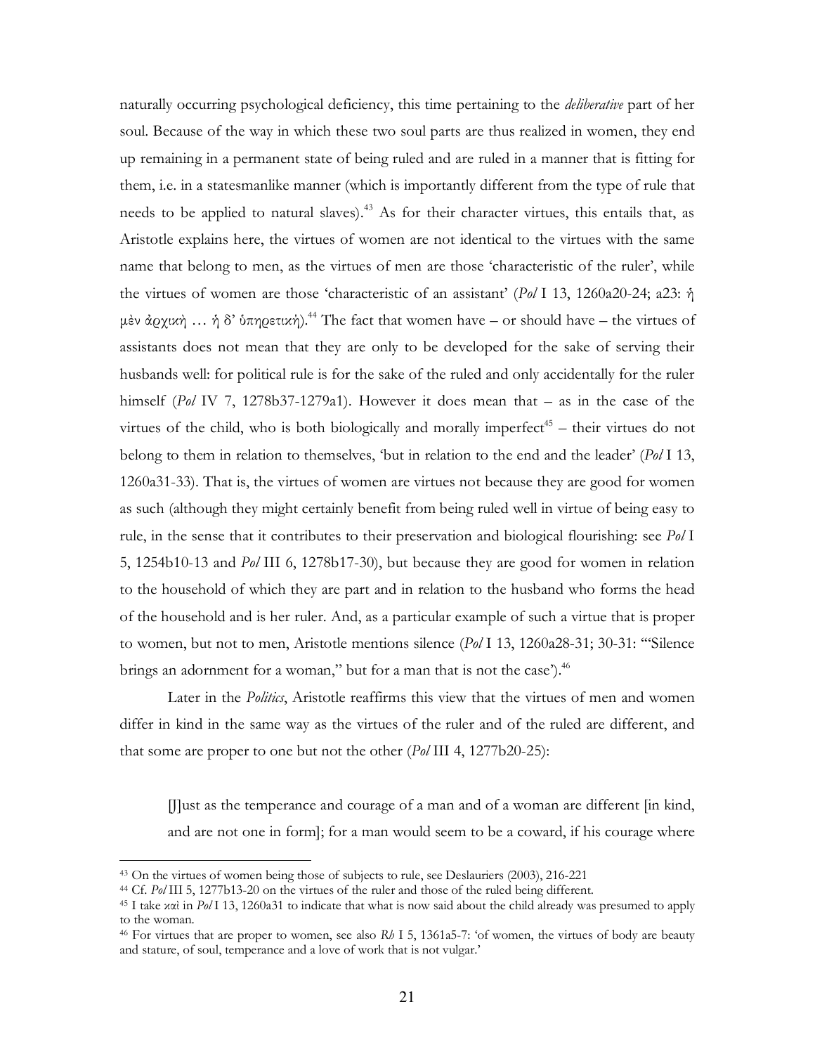naturally occurring psychological deficiency, this time pertaining to the *deliberative* part of her soul. Because of the way in which these two soul parts are thus realized in women, they end up remaining in a permanent state of being ruled and are ruled in a manner that is fitting for them, i.e. in a statesmanlike manner (which is importantly different from the type of rule that needs to be applied to natural slaves).[43] As for their character virtues, this entails that, as Aristotle explains here, the virtues of women are not identical to the virtues with the same name that belong to men, as the virtues of men are those 'characteristic of the ruler', while the virtues of women are those 'characteristic of an assistant' (*Pol* I 13, 1260a20-24; a23: ἡ μὲν ἀρχικὴ … ἡ δ' ὑπηρετική).[44] The fact that women have – or should have – the virtues of assistants does not mean that they are only to be developed for the sake of serving their husbands well: for political rule is for the sake of the ruled and only accidentally for the ruler himself (*Pol* IV 7, 1278b37-1279a1). However it does mean that – as in the case of the virtues of the child, who is both biologically and morally imperfect[45] – their virtues do not belong to them in relation to themselves, 'but in relation to the end and the leader' (*Pol* I 13, 1260a31-33). That is, the virtues of women are virtues not because they are good for women as such (although they might certainly benefit from being ruled well in virtue of being easy to rule, in the sense that it contributes to their preservation and biological flourishing: see *Pol* I 5, 1254b10-13 and *Pol* III 6, 1278b17-30), but because they are good for women in relation to the household of which they are part and in relation to the husband who forms the head of the household and is her ruler. And, as a particular example of such a virtue that is proper to women, but not to men, Aristotle mentions silence (*Pol* I 13, 1260a28-31; 30-31: '"Silence brings an adornment for a woman," but for a man that is not the case').[46]

Later in the *Politics*, Aristotle reaffirms this view that the virtues of men and women differ in kind in the same way as the virtues of the ruler and of the ruled are different, and that some are proper to one but not the other (*Pol* III 4, 1277b20-25):

> [J]ust as the temperance and courage of a man and of a woman are different [in kind, and are not one in form]; for a man would seem to be a coward, if his courage where

---

[43] On the virtues of women being those of subjects to rule, see Deslauriers (2003), 216-221

[44] Cf. *Pol* III 5, 1277b13-20 on the virtues of the ruler and those of the ruled being different.

[45] I take καὶ in *Pol* I 13, 1260a31 to indicate that what is now said about the child already was presumed to apply to the woman.

[46] For virtues that are proper to women, see also *Rh* I 5, 1361a5-7: 'of women, the virtues of body are beauty and stature, of soul, temperance and a love of work that is not vulgar.'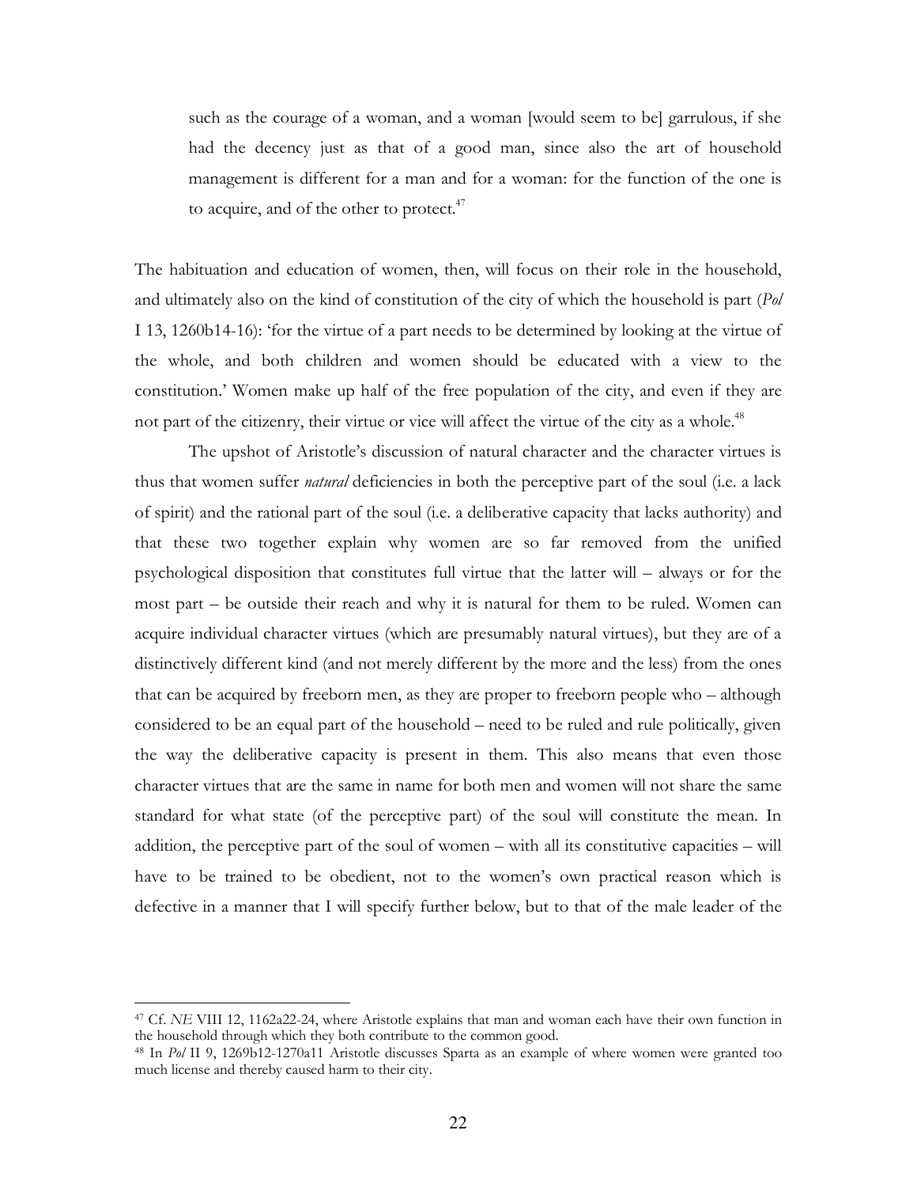> such as the courage of a woman, and a woman [would seem to be] garrulous, if she had the decency just as that of a good man, since also the art of household management is different for a man and for a woman: for the function of the one is to acquire, and of the other to protect.[47]

The habituation and education of women, then, will focus on their role in the household, and ultimately also on the kind of constitution of the city of which the household is part (*Pol* I 13, 1260b14-16): 'for the virtue of a part needs to be determined by looking at the virtue of the whole, and both children and women should be educated with a view to the constitution.' Women make up half of the free population of the city, and even if they are not part of the citizenry, their virtue or vice will affect the virtue of the city as a whole.[48]

The upshot of Aristotle's discussion of natural character and the character virtues is thus that women suffer *natural* deficiencies in both the perceptive part of the soul (i.e. a lack of spirit) and the rational part of the soul (i.e. a deliberative capacity that lacks authority) and that these two together explain why women are so far removed from the unified psychological disposition that constitutes full virtue that the latter will – always or for the most part – be outside their reach and why it is natural for them to be ruled. Women can acquire individual character virtues (which are presumably natural virtues), but they are of a distinctively different kind (and not merely different by the more and the less) from the ones that can be acquired by freeborn men, as they are proper to freeborn people who – although considered to be an equal part of the household – need to be ruled and rule politically, given the way the deliberative capacity is present in them. This also means that even those character virtues that are the same in name for both men and women will not share the same standard for what state (of the perceptive part) of the soul will constitute the mean. In addition, the perceptive part of the soul of women – with all its constitutive capacities – will have to be trained to be obedient, not to the women's own practical reason which is defective in a manner that I will specify further below, but to that of the male leader of the

---

[47] Cf. *NE* VIII 12, 1162a22-24, where Aristotle explains that man and woman each have their own function in the household through which they both contribute to the common good.

[48] In *Pol* II 9, 1269b12-1270a11 Aristotle discusses Sparta as an example of where women were granted too much license and thereby caused harm to their city.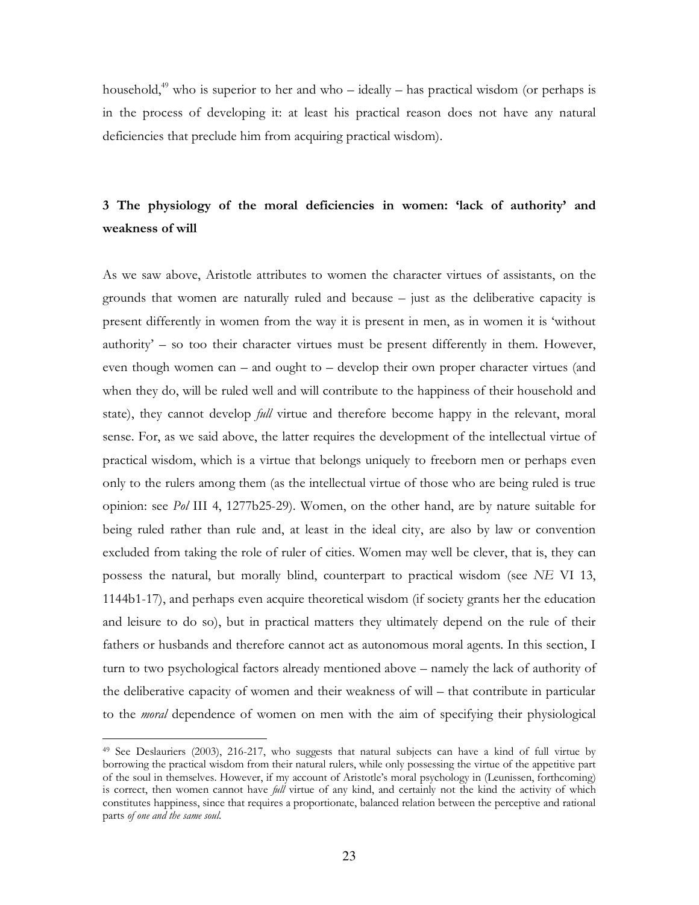household,[49] who is superior to her and who – ideally – has practical wisdom (or perhaps is in the process of developing it: at least his practical reason does not have any natural deficiencies that preclude him from acquiring practical wisdom).

## 3 The physiology of the moral deficiencies in women: 'lack of authority' and weakness of will

As we saw above, Aristotle attributes to women the character virtues of assistants, on the grounds that women are naturally ruled and because – just as the deliberative capacity is present differently in women from the way it is present in men, as in women it is 'without authority' – so too their character virtues must be present differently in them. However, even though women can – and ought to – develop their own proper character virtues (and when they do, will be ruled well and will contribute to the happiness of their household and state), they cannot develop *full* virtue and therefore become happy in the relevant, moral sense. For, as we said above, the latter requires the development of the intellectual virtue of practical wisdom, which is a virtue that belongs uniquely to freeborn men or perhaps even only to the rulers among them (as the intellectual virtue of those who are being ruled is true opinion: see *Pol* III 4, 1277b25-29). Women, on the other hand, are by nature suitable for being ruled rather than rule and, at least in the ideal city, are also by law or convention excluded from taking the role of ruler of cities. Women may well be clever, that is, they can possess the natural, but morally blind, counterpart to practical wisdom (see *NE* VI 13, 1144b1-17), and perhaps even acquire theoretical wisdom (if society grants her the education and leisure to do so), but in practical matters they ultimately depend on the rule of their fathers or husbands and therefore cannot act as autonomous moral agents. In this section, I turn to two psychological factors already mentioned above – namely the lack of authority of the deliberative capacity of women and their weakness of will – that contribute in particular to the *moral* dependence of women on men with the aim of specifying their physiological

---

[49] See Deslauriers (2003), 216-217, who suggests that natural subjects can have a kind of full virtue by borrowing the practical wisdom from their natural rulers, while only possessing the virtue of the appetitive part of the soul in themselves. However, if my account of Aristotle's moral psychology in (Leunissen, forthcoming) is correct, then women cannot have *full* virtue of any kind, and certainly not the kind the activity of which constitutes happiness, since that requires a proportionate, balanced relation between the perceptive and rational parts *of one and the same soul*.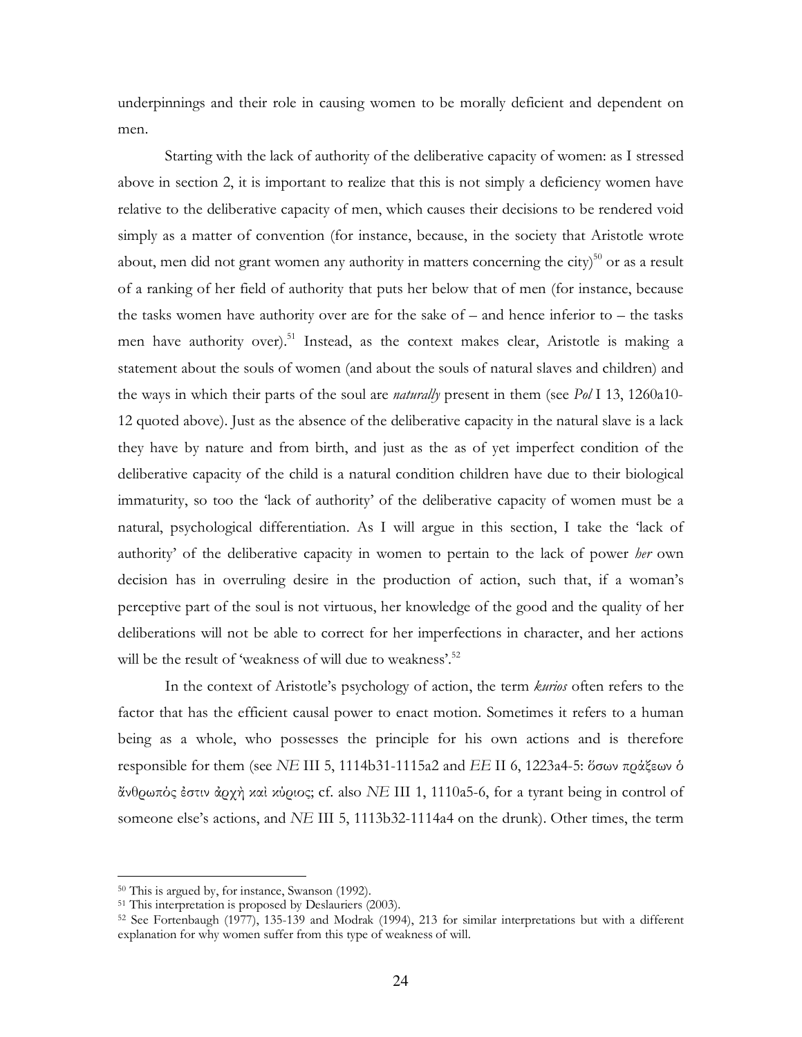underpinnings and their role in causing women to be morally deficient and dependent on men.

Starting with the lack of authority of the deliberative capacity of women: as I stressed above in section 2, it is important to realize that this is not simply a deficiency women have relative to the deliberative capacity of men, which causes their decisions to be rendered void simply as a matter of convention (for instance, because, in the society that Aristotle wrote about, men did not grant women any authority in matters concerning the city)[50] or as a result of a ranking of her field of authority that puts her below that of men (for instance, because the tasks women have authority over are for the sake of – and hence inferior to – the tasks men have authority over).[51] Instead, as the context makes clear, Aristotle is making a statement about the souls of women (and about the souls of natural slaves and children) and the ways in which their parts of the soul are *naturally* present in them (see *Pol* I 13, 1260a10-12 quoted above). Just as the absence of the deliberative capacity in the natural slave is a lack they have by nature and from birth, and just as the as of yet imperfect condition of the deliberative capacity of the child is a natural condition children have due to their biological immaturity, so too the 'lack of authority' of the deliberative capacity of women must be a natural, psychological differentiation. As I will argue in this section, I take the 'lack of authority' of the deliberative capacity in women to pertain to the lack of power *her* own decision has in overruling desire in the production of action, such that, if a woman's perceptive part of the soul is not virtuous, her knowledge of the good and the quality of her deliberations will not be able to correct for her imperfections in character, and her actions will be the result of 'weakness of will due to weakness'.[52]

In the context of Aristotle's psychology of action, the term *kurios* often refers to the factor that has the efficient causal power to enact motion. Sometimes it refers to a human being as a whole, who possesses the principle for his own actions and is therefore responsible for them (see *NE* III 5, 1114b31-1115a2 and *EE* II 6, 1223a4-5: ὅσων πράξεων ὁ ἄνθρωπός ἐστιν ἀρχὴ καὶ κύριος; cf. also *NE* III 1, 1110a5-6, for a tyrant being in control of someone else's actions, and *NE* III 5, 1113b32-1114a4 on the drunk). Other times, the term

[50] This is argued by, for instance, Swanson (1992).

[51] This interpretation is proposed by Deslauriers (2003).

[52] See Fortenbaugh (1977), 135-139 and Modrak (1994), 213 for similar interpretations but with a different explanation for why women suffer from this type of weakness of will.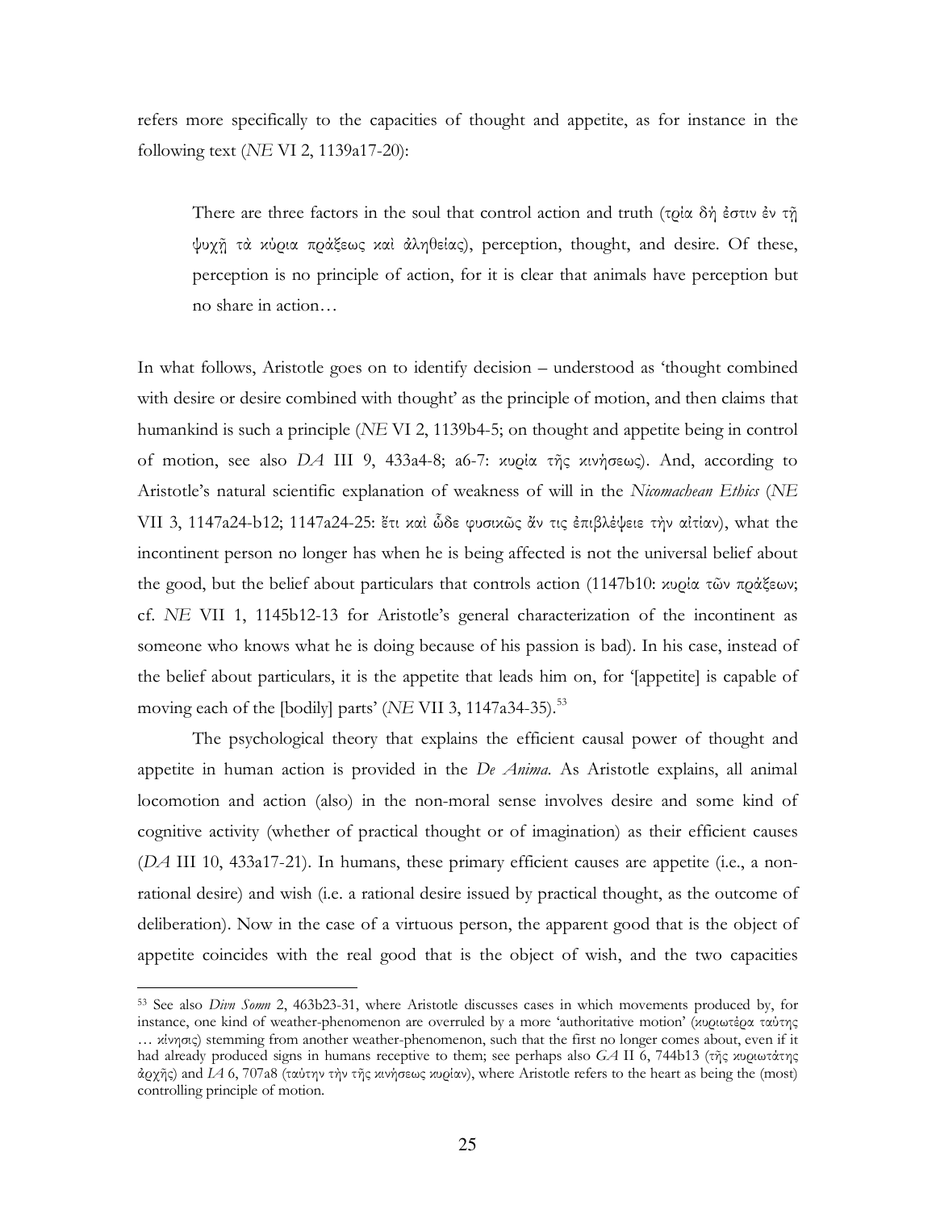refers more specifically to the capacities of thought and appetite, as for instance in the following text (*NE* VI 2, 1139a17-20):

> There are three factors in the soul that control action and truth (τρία δὴ ἐστιν ἐν τῇ ψυχῇ τὰ κύρια πράξεως καὶ ἀληθείας), perception, thought, and desire. Of these, perception is no principle of action, for it is clear that animals have perception but no share in action…

In what follows, Aristotle goes on to identify decision – understood as 'thought combined with desire or desire combined with thought' as the principle of motion, and then claims that humankind is such a principle (*NE* VI 2, 1139b4-5; on thought and appetite being in control of motion, see also *DA* III 9, 433a4-8; a6-7: κυρία τῆς κινήσεως). And, according to Aristotle's natural scientific explanation of weakness of will in the *Nicomachean Ethics* (*NE* VII 3, 1147a24-b12; 1147a24-25: ἔτι καὶ ὧδε φυσικῶς ἄν τις ἐπιβλέψειε τὴν αἰτίαν), what the incontinent person no longer has when he is being affected is not the universal belief about the good, but the belief about particulars that controls action (1147b10: κυρία τῶν πράξεων; cf. *NE* VII 1, 1145b12-13 for Aristotle's general characterization of the incontinent as someone who knows what he is doing because of his passion is bad). In his case, instead of the belief about particulars, it is the appetite that leads him on, for '[appetite] is capable of moving each of the [bodily] parts' (*NE* VII 3, 1147a34-35).[53]

The psychological theory that explains the efficient causal power of thought and appetite in human action is provided in the *De Anima*. As Aristotle explains, all animal locomotion and action (also) in the non-moral sense involves desire and some kind of cognitive activity (whether of practical thought or of imagination) as their efficient causes (*DA* III 10, 433a17-21). In humans, these primary efficient causes are appetite (i.e., a non-rational desire) and wish (i.e. a rational desire issued by practical thought, as the outcome of deliberation). Now in the case of a virtuous person, the apparent good that is the object of appetite coincides with the real good that is the object of wish, and the two capacities

---

[53] See also *Divn Somn* 2, 463b23-31, where Aristotle discusses cases in which movements produced by, for instance, one kind of weather-phenomenon are overruled by a more 'authoritative motion' (κυριωτέρα ταύτης … κίνησις) stemming from another weather-phenomenon, such that the first no longer comes about, even if it had already produced signs in humans receptive to them; see perhaps also *GA* II 6, 744b13 (τῆς κυριωτάτης ἀρχῆς) and *IA* 6, 707a8 (ταύτην τὴν τῆς κινήσεως κυρίαν), where Aristotle refers to the heart as being the (most) controlling principle of motion.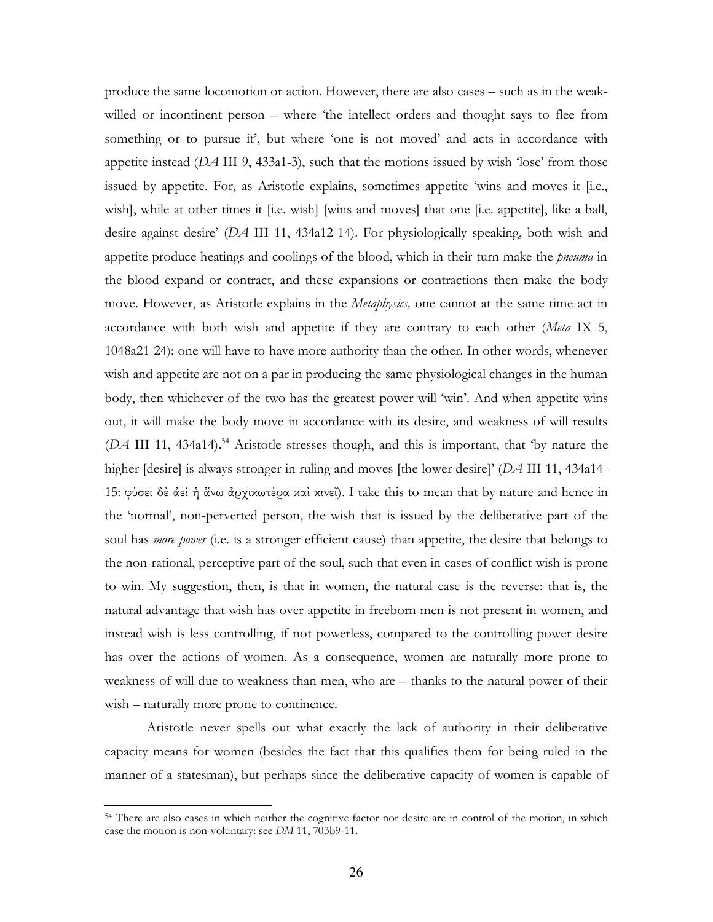produce the same locomotion or action. However, there are also cases – such as in the weak-willed or incontinent person – where 'the intellect orders and thought says to flee from something or to pursue it', but where 'one is not moved' and acts in accordance with appetite instead (*DA* III 9, 433a1-3), such that the motions issued by wish 'lose' from those issued by appetite. For, as Aristotle explains, sometimes appetite 'wins and moves it [i.e., wish], while at other times it [i.e. wish] [wins and moves] that one [i.e. appetite], like a ball, desire against desire' (*DA* III 11, 434a12-14). For physiologically speaking, both wish and appetite produce heatings and coolings of the blood, which in their turn make the *pneuma* in the blood expand or contract, and these expansions or contractions then make the body move. However, as Aristotle explains in the *Metaphysics,* one cannot at the same time act in accordance with both wish and appetite if they are contrary to each other (*Meta* IX 5, 1048a21-24): one will have to have more authority than the other. In other words, whenever wish and appetite are not on a par in producing the same physiological changes in the human body, then whichever of the two has the greatest power will 'win'. And when appetite wins out, it will make the body move in accordance with its desire, and weakness of will results (*DA* III 11, 434a14).[54] Aristotle stresses though, and this is important, that 'by nature the higher [desire] is always stronger in ruling and moves [the lower desire]' (*DA* III 11, 434a14-15: φύσει δὲ ἀεὶ ἡ ἄνω ἀρχικωτέρα καὶ κινεῖ). I take this to mean that by nature and hence in the 'normal', non-perverted person, the wish that is issued by the deliberative part of the soul has *more power* (i.e. is a stronger efficient cause) than appetite, the desire that belongs to the non-rational, perceptive part of the soul, such that even in cases of conflict wish is prone to win. My suggestion, then, is that in women, the natural case is the reverse: that is, the natural advantage that wish has over appetite in freeborn men is not present in women, and instead wish is less controlling, if not powerless, compared to the controlling power desire has over the actions of women. As a consequence, women are naturally more prone to weakness of will due to weakness than men, who are – thanks to the natural power of their wish – naturally more prone to continence.

Aristotle never spells out what exactly the lack of authority in their deliberative capacity means for women (besides the fact that this qualifies them for being ruled in the manner of a statesman), but perhaps since the deliberative capacity of women is capable of

[54] There are also cases in which neither the cognitive factor nor desire are in control of the motion, in which case the motion is non-voluntary: see *DM* 11, 703b9-11.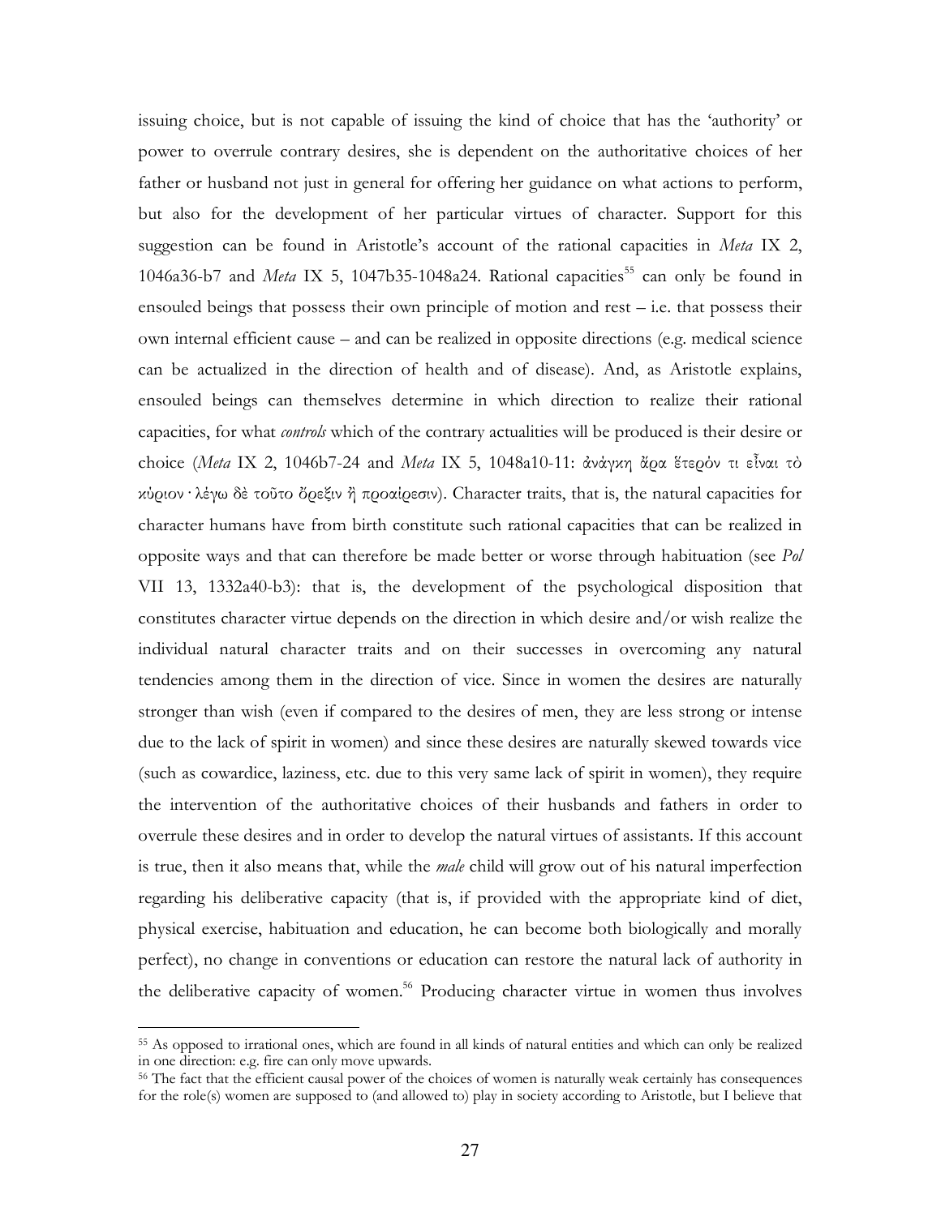issuing choice, but is not capable of issuing the kind of choice that has the 'authority' or power to overrule contrary desires, she is dependent on the authoritative choices of her father or husband not just in general for offering her guidance on what actions to perform, but also for the development of her particular virtues of character. Support for this suggestion can be found in Aristotle's account of the rational capacities in *Meta* IX 2, 1046a36-b7 and *Meta* IX 5, 1047b35-1048a24. Rational capacities[55] can only be found in ensouled beings that possess their own principle of motion and rest – i.e. that possess their own internal efficient cause – and can be realized in opposite directions (e.g. medical science can be actualized in the direction of health and of disease). And, as Aristotle explains, ensouled beings can themselves determine in which direction to realize their rational capacities, for what *controls* which of the contrary actualities will be produced is their desire or choice (*Meta* IX 2, 1046b7-24 and *Meta* IX 5, 1048a10-11: ἀνάγκη ἄρα ἕτερόν τι εἶναι τὸ κύριον· λέγω δὲ τοῦτο ὄρεξιν ἢ προαίρεσιν). Character traits, that is, the natural capacities for character humans have from birth constitute such rational capacities that can be realized in opposite ways and that can therefore be made better or worse through habituation (see *Pol* VII 13, 1332a40-b3): that is, the development of the psychological disposition that constitutes character virtue depends on the direction in which desire and/or wish realize the individual natural character traits and on their successes in overcoming any natural tendencies among them in the direction of vice. Since in women the desires are naturally stronger than wish (even if compared to the desires of men, they are less strong or intense due to the lack of spirit in women) and since these desires are naturally skewed towards vice (such as cowardice, laziness, etc. due to this very same lack of spirit in women), they require the intervention of the authoritative choices of their husbands and fathers in order to overrule these desires and in order to develop the natural virtues of assistants. If this account is true, then it also means that, while the *male* child will grow out of his natural imperfection regarding his deliberative capacity (that is, if provided with the appropriate kind of diet, physical exercise, habituation and education, he can become both biologically and morally perfect), no change in conventions or education can restore the natural lack of authority in the deliberative capacity of women.[56] Producing character virtue in women thus involves

[55] As opposed to irrational ones, which are found in all kinds of natural entities and which can only be realized in one direction: e.g. fire can only move upwards.

[56] The fact that the efficient causal power of the choices of women is naturally weak certainly has consequences for the role(s) women are supposed to (and allowed to) play in society according to Aristotle, but I believe that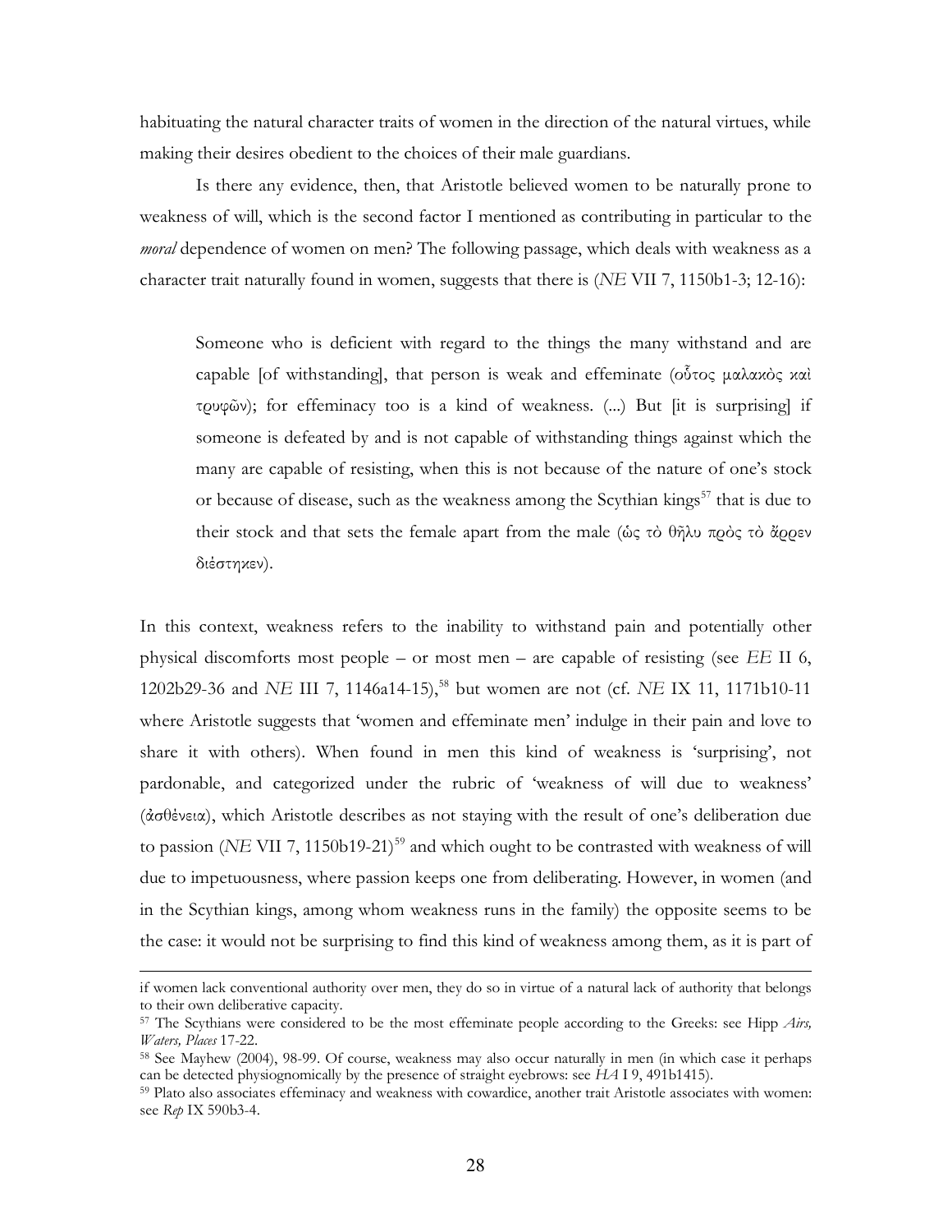habituating the natural character traits of women in the direction of the natural virtues, while making their desires obedient to the choices of their male guardians.

Is there any evidence, then, that Aristotle believed women to be naturally prone to weakness of will, which is the second factor I mentioned as contributing in particular to the *moral* dependence of women on men? The following passage, which deals with weakness as a character trait naturally found in women, suggests that there is (*NE* VII 7, 1150b1-3; 12-16):

> Someone who is deficient with regard to the things the many withstand and are capable [of withstanding], that person is weak and effeminate (οὗτος μαλακὸς καὶ τρυφῶν); for effeminacy too is a kind of weakness. (...) But [it is surprising] if someone is defeated by and is not capable of withstanding things against which the many are capable of resisting, when this is not because of the nature of one's stock or because of disease, such as the weakness among the Scythian kings[57] that is due to their stock and that sets the female apart from the male (ὡς τὸ θῆλυ πρὸς τὸ ἄρρεν διέστηκεν).

In this context, weakness refers to the inability to withstand pain and potentially other physical discomforts most people – or most men – are capable of resisting (see *EE* II 6, 1202b29-36 and *NE* III 7, 1146a14-15),[58] but women are not (cf. *NE* IX 11, 1171b10-11 where Aristotle suggests that 'women and effeminate men' indulge in their pain and love to share it with others). When found in men this kind of weakness is 'surprising', not pardonable, and categorized under the rubric of 'weakness of will due to weakness' (ἀσθένεια), which Aristotle describes as not staying with the result of one's deliberation due to passion (*NE* VII 7, 1150b19-21)[59] and which ought to be contrasted with weakness of will due to impetuousness, where passion keeps one from deliberating. However, in women (and in the Scythian kings, among whom weakness runs in the family) the opposite seems to be the case: it would not be surprising to find this kind of weakness among them, as it is part of

---

if women lack conventional authority over men, they do so in virtue of a natural lack of authority that belongs to their own deliberative capacity.

[57] The Scythians were considered to be the most effeminate people according to the Greeks: see Hipp *Airs, Waters, Places* 17-22.

[58] See Mayhew (2004), 98-99. Of course, weakness may also occur naturally in men (in which case it perhaps can be detected physiognomically by the presence of straight eyebrows: see *HA* I 9, 491b1415).

[59] Plato also associates effeminacy and weakness with cowardice, another trait Aristotle associates with women: see *Rep* IX 590b3-4.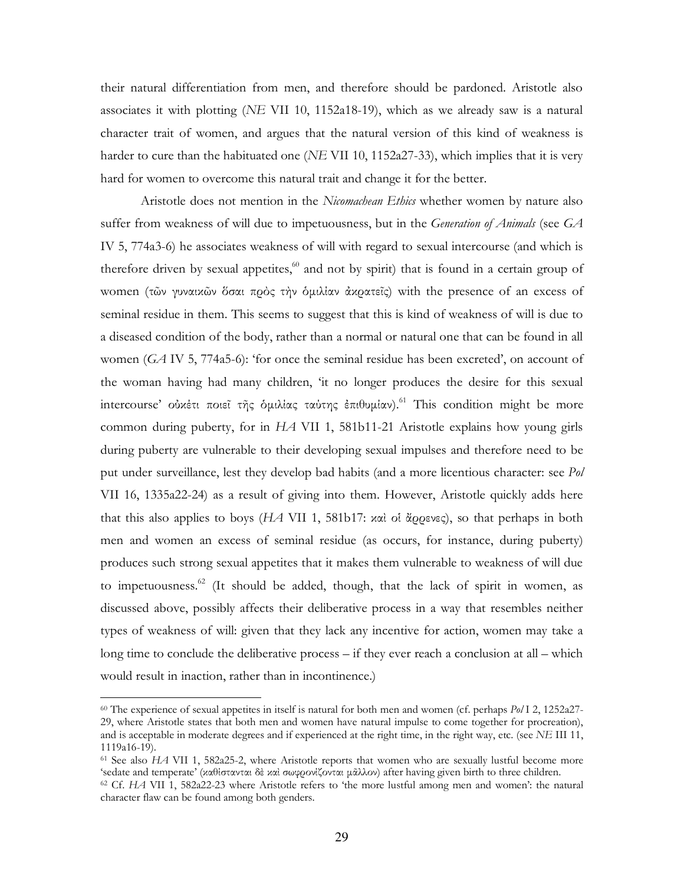their natural differentiation from men, and therefore should be pardoned. Aristotle also associates it with plotting (*NE* VII 10, 1152a18-19), which as we already saw is a natural character trait of women, and argues that the natural version of this kind of weakness is harder to cure than the habituated one (*NE* VII 10, 1152a27-33), which implies that it is very hard for women to overcome this natural trait and change it for the better.

Aristotle does not mention in the *Nicomachean Ethics* whether women by nature also suffer from weakness of will due to impetuousness, but in the *Generation of Animals* (see *GA* IV 5, 774a3-6) he associates weakness of will with regard to sexual intercourse (and which is therefore driven by sexual appetites,[60] and not by spirit) that is found in a certain group of women (τῶν γυναικῶν ὅσαι πρὸς τὴν ὁμιλίαν ἀκρατεῖς) with the presence of an excess of seminal residue in them. This seems to suggest that this is kind of weakness of will is due to a diseased condition of the body, rather than a normal or natural one that can be found in all women (*GA* IV 5, 774a5-6): 'for once the seminal residue has been excreted', on account of the woman having had many children, 'it no longer produces the desire for this sexual intercourse' οὐκέτι ποιεῖ τῆς ὁμιλίας ταύτης ἐπιθυμίαν).[61] This condition might be more common during puberty, for in *HA* VII 1, 581b11-21 Aristotle explains how young girls during puberty are vulnerable to their developing sexual impulses and therefore need to be put under surveillance, lest they develop bad habits (and a more licentious character: see *Pol* VII 16, 1335a22-24) as a result of giving into them. However, Aristotle quickly adds here that this also applies to boys (*HA* VII 1, 581b17: καὶ οἱ ἄρρενες), so that perhaps in both men and women an excess of seminal residue (as occurs, for instance, during puberty) produces such strong sexual appetites that it makes them vulnerable to weakness of will due to impetuousness.[62] (It should be added, though, that the lack of spirit in women, as discussed above, possibly affects their deliberative process in a way that resembles neither types of weakness of will: given that they lack any incentive for action, women may take a long time to conclude the deliberative process – if they ever reach a conclusion at all – which would result in inaction, rather than in incontinence.)

---

[60] The experience of sexual appetites in itself is natural for both men and women (cf. perhaps *Pol* I 2, 1252a27-29, where Aristotle states that both men and women have natural impulse to come together for procreation), and is acceptable in moderate degrees and if experienced at the right time, in the right way, etc. (see *NE* III 11, 1119a16-19).

[61] See also *HA* VII 1, 582a25-2, where Aristotle reports that women who are sexually lustful become more 'sedate and temperate' (καθίστανται δὲ καὶ σωφρονίζονται μᾶλλον) after having given birth to three children.

[62] Cf. *HA* VII 1, 582a22-23 where Aristotle refers to 'the more lustful among men and women': the natural character flaw can be found among both genders.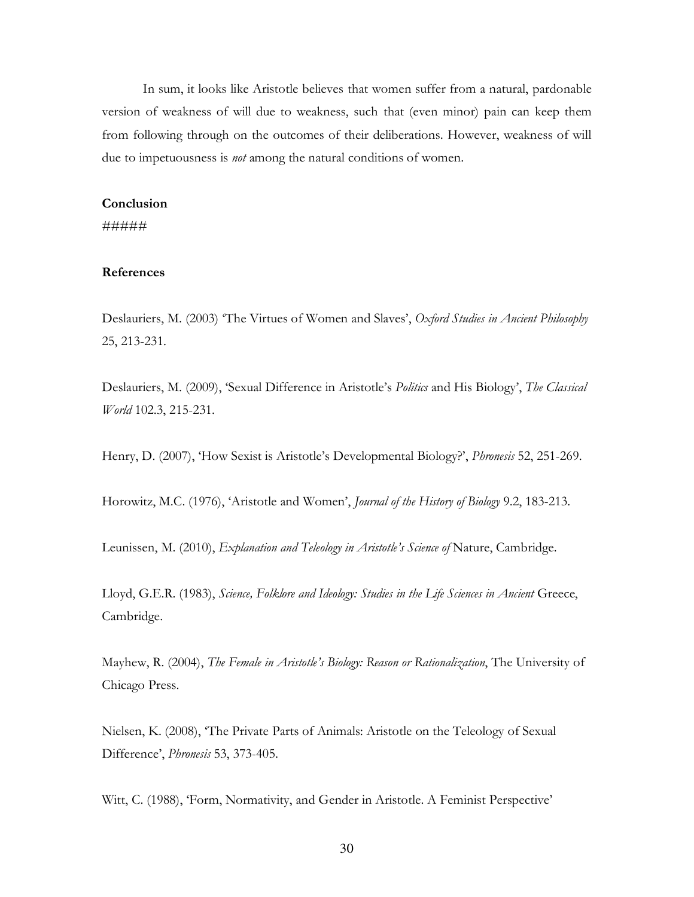In sum, it looks like Aristotle believes that women suffer from a natural, pardonable version of weakness of will due to weakness, such that (even minor) pain can keep them from following through on the outcomes of their deliberations. However, weakness of will due to impetuousness is *not* among the natural conditions of women.

**Conclusion**

#####

**References**

Deslauriers, M. (2003) 'The Virtues of Women and Slaves', *Oxford Studies in Ancient Philosophy* 25, 213-231.

Deslauriers, M. (2009), 'Sexual Difference in Aristotle's *Politics* and His Biology', *The Classical World* 102.3, 215-231.

Henry, D. (2007), 'How Sexist is Aristotle's Developmental Biology?', *Phronesis* 52, 251-269.

Horowitz, M.C. (1976), 'Aristotle and Women', *Journal of the History of Biology* 9.2, 183-213.

Leunissen, M. (2010), *Explanation and Teleology in Aristotle's Science of* Nature, Cambridge.

Lloyd, G.E.R. (1983), *Science, Folklore and Ideology: Studies in the Life Sciences in Ancient* Greece, Cambridge.

Mayhew, R. (2004), *The Female in Aristotle's Biology: Reason or Rationalization*, The University of Chicago Press.

Nielsen, K. (2008), 'The Private Parts of Animals: Aristotle on the Teleology of Sexual Difference', *Phronesis* 53, 373-405.

Witt, C. (1988), 'Form, Normativity, and Gender in Aristotle. A Feminist Perspective'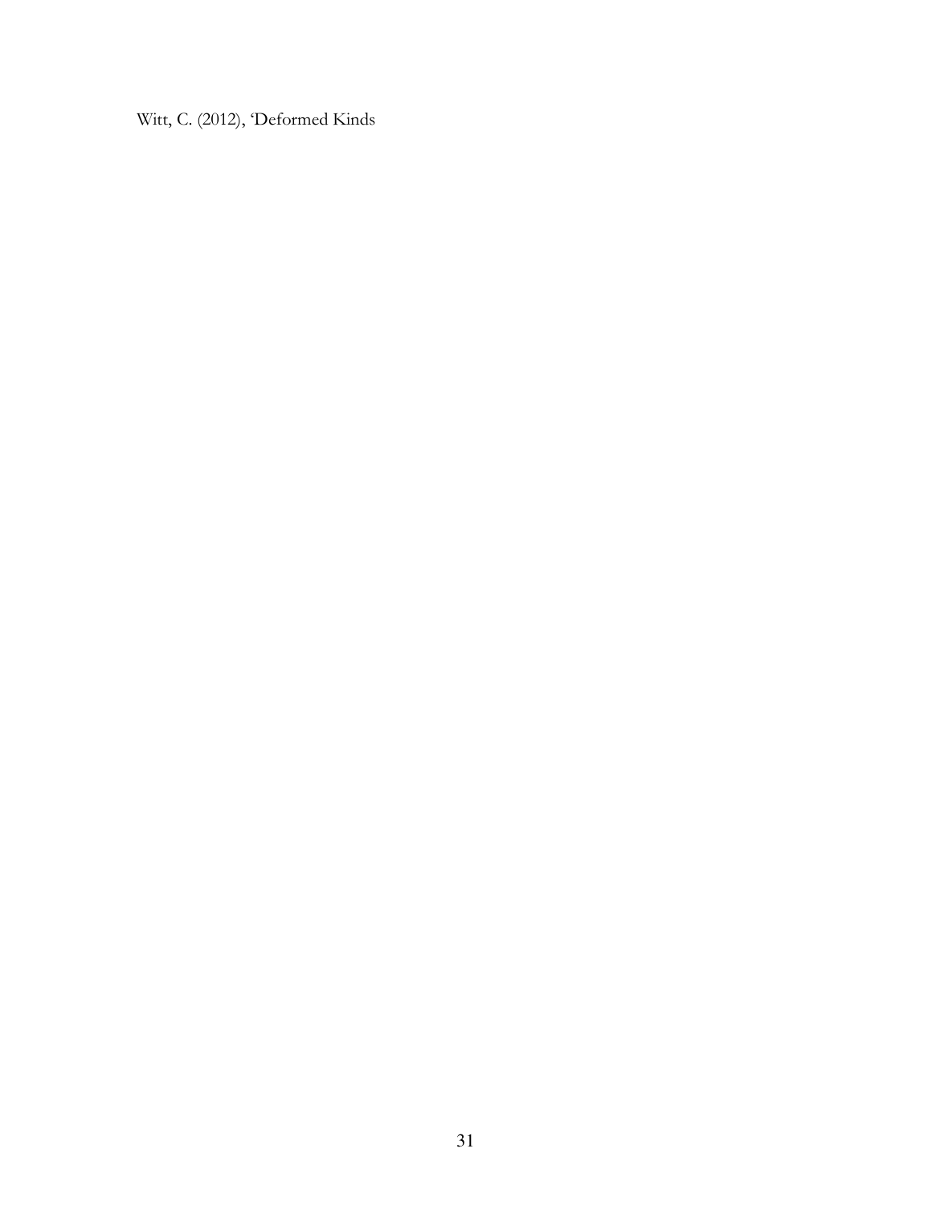Witt, C. (2012), 'Deformed Kinds